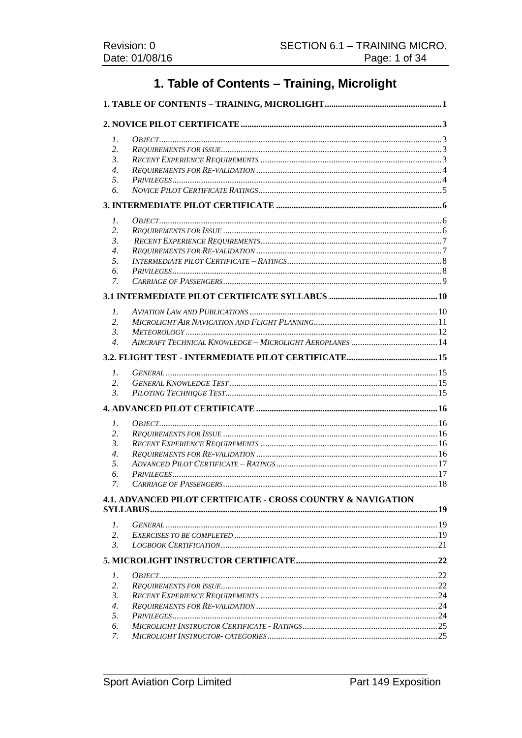# 1. Table of Contents – Training, Microlight

**1. TABLE OF CONTENTS – TRAINING, MICROLIGHT** .......... 1

**2. NOVICE PILOT CERTIFICATE** .......... 3

1. *Object* .......... 3
2. *Requirements for issue* .......... 3
3. *Recent Experience Requirements* .......... 3
4. *Requirements for Re-validation* .......... 4
5. *Privileges* .......... 4
6. *Novice Pilot Certificate Ratings* .......... 5

**3. INTERMEDIATE PILOT CERTIFICATE** .......... 6

1. *Object* .......... 6
2. *Requirements for Issue* .......... 6
3. *Recent Experience Requirements* .......... 7
4. *Requirements for Re-validation* .......... 7
5. *Intermediate pilot Certificate – Ratings* .......... 8
6. *Privileges* .......... 8
7. *Carriage of Passengers* .......... 9

**3.1 INTERMEDIATE PILOT CERTIFICATE SYLLABUS** .......... 10

1. *Aviation Law and Publications* .......... 10
2. *Microlight Air Navigation and Flight Planning* .......... 11
3. *Meteorology* .......... 12
4. *Aircraft Technical Knowledge – Microlight Aeroplanes* .......... 14

**3.2. FLIGHT TEST - INTERMEDIATE PILOT CERTIFICATE** .......... 15

1. *General* .......... 15
2. *General Knowledge Test* .......... 15
3. *Piloting Technique Test* .......... 15

**4. ADVANCED PILOT CERTIFICATE** .......... 16

1. *Object* .......... 16
2. *Requirements for Issue* .......... 16
3. *Recent Experience Requirements* .......... 16
4. *Requirements for Re-validation* .......... 16
5. *Advanced Pilot Certificate – Ratings* .......... 17
6. *Privileges* .......... 17
7. *Carriage of Passengers* .......... 18

**4.1. ADVANCED PILOT CERTIFICATE - CROSS COUNTRY & NAVIGATION SYLLABUS** .......... 19

1. *General* .......... 19
2. *Exercises to be completed* .......... 19
3. *Logbook Certification* .......... 21

**5. MICROLIGHT INSTRUCTOR CERTIFICATE** .......... 22

1. *Object* .......... 22
2. *Requirements for issue* .......... 22
3. *Recent Experience Requirements* .......... 24
4. *Requirements for Re-validation* .......... 24
5. *Privileges* .......... 24
6. *Microlight Instructor Certificate - Ratings* .......... 25
7. *Microlight Instructor- categories* .......... 25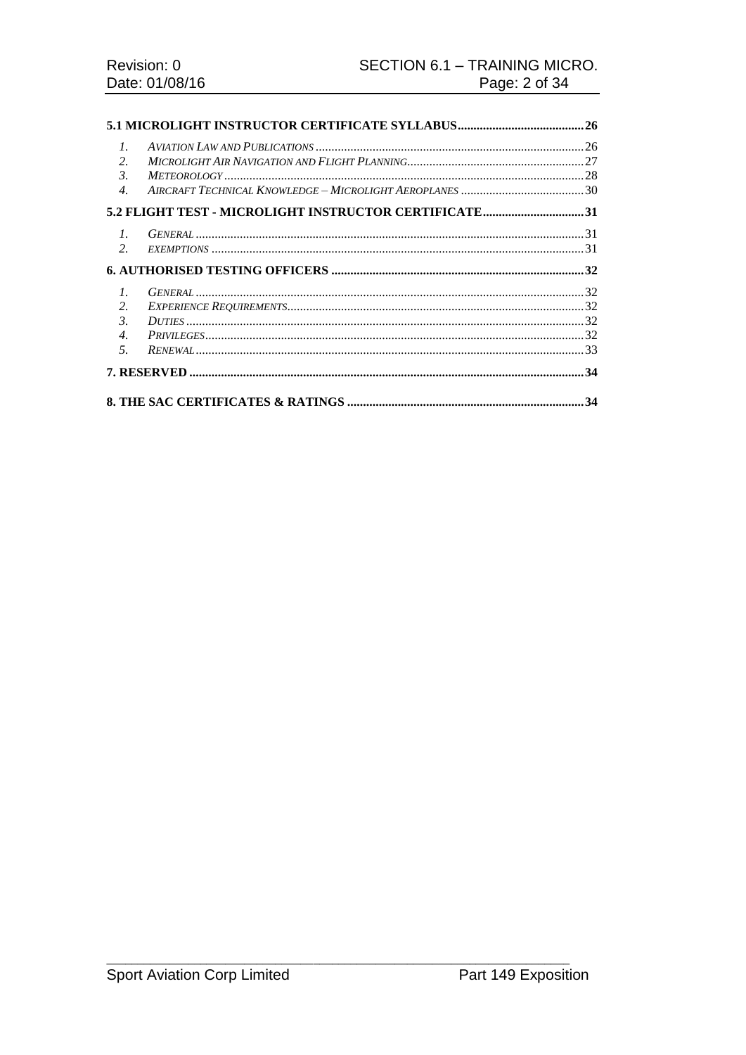**5.1 MICROLIGHT INSTRUCTOR CERTIFICATE SYLLABUS........................................26**

1. *AVIATION LAW AND PUBLICATIONS*.......................................................................................26
2. *MICROLIGHT AIR NAVIGATION AND FLIGHT PLANNING*...........................................................27
3. *METEOROLOGY*...................................................................................................................28
4. *AIRCRAFT TECHNICAL KNOWLEDGE – MICROLIGHT AEROPLANES*.........................................30

**5.2 FLIGHT TEST - MICROLIGHT INSTRUCTOR CERTIFICATE.................................31**

1. *GENERAL*............................................................................................................................31
2. *EXEMPTIONS*......................................................................................................................31

**6. AUTHORISED TESTING OFFICERS ................................................................................32**

1. *GENERAL*............................................................................................................................32
2. *EXPERIENCE REQUIREMENTS*...............................................................................................32
3. *DUTIES*...............................................................................................................................32
4. *PRIVILEGES*.........................................................................................................................32
5. *RENEWAL*............................................................................................................................33

**7. RESERVED ..............................................................................................................................34**

**8. THE SAC CERTIFICATES & RATINGS .............................................................................34**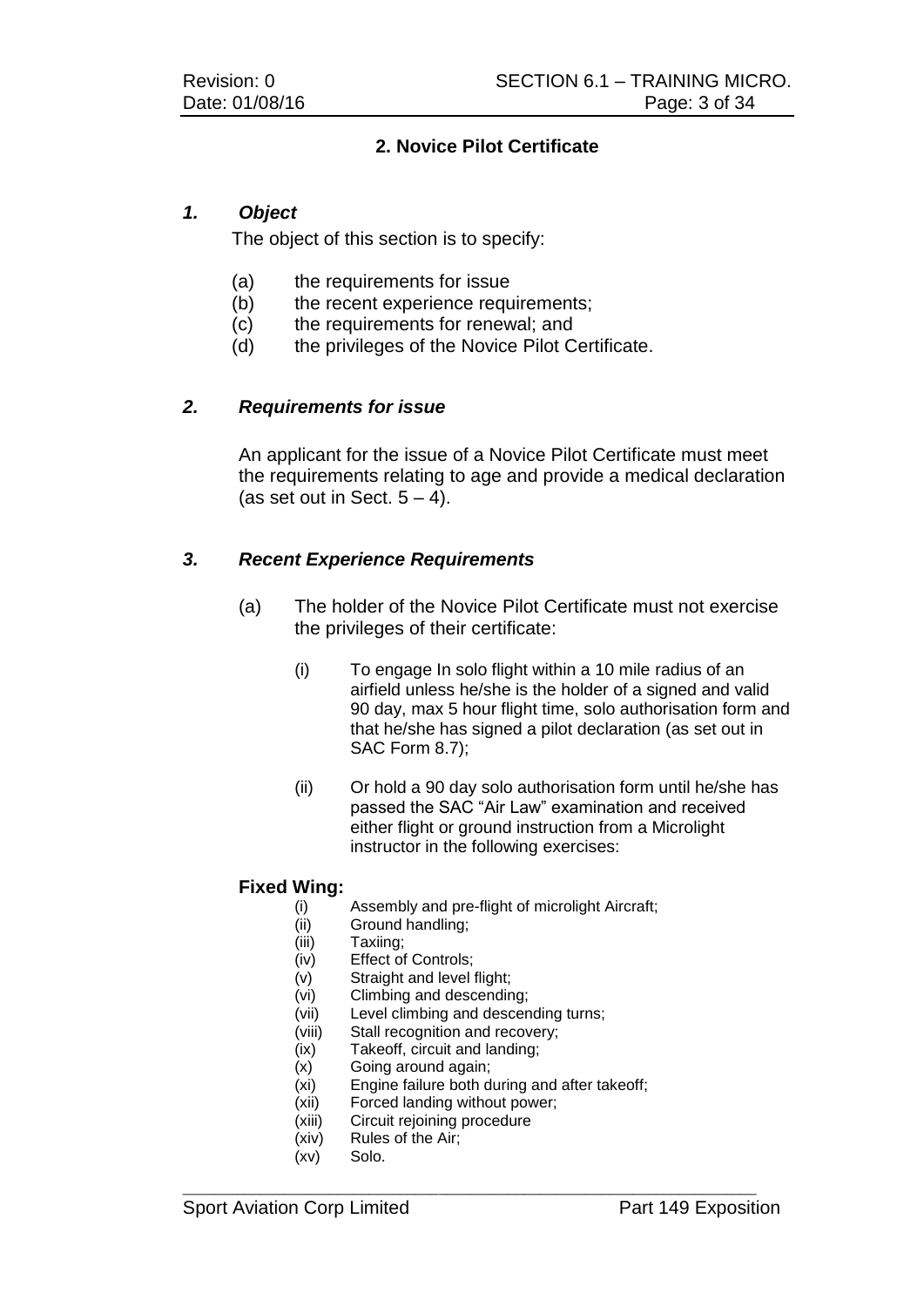## 2. Novice Pilot Certificate

### *1. Object*

The object of this section is to specify:

(a) the requirements for issue
(b) the recent experience requirements;
(c) the requirements for renewal; and
(d) the privileges of the Novice Pilot Certificate.

### *2. Requirements for issue*

An applicant for the issue of a Novice Pilot Certificate must meet the requirements relating to age and provide a medical declaration (as set out in Sect. 5 – 4).

### *3. Recent Experience Requirements*

(a) The holder of the Novice Pilot Certificate must not exercise the privileges of their certificate:

(i) To engage In solo flight within a 10 mile radius of an airfield unless he/she is the holder of a signed and valid 90 day, max 5 hour flight time, solo authorisation form and that he/she has signed a pilot declaration (as set out in SAC Form 8.7);

(ii) Or hold a 90 day solo authorisation form until he/she has passed the SAC "Air Law" examination and received either flight or ground instruction from a Microlight instructor in the following exercises:

**Fixed Wing:**

(i) Assembly and pre-flight of microlight Aircraft;
(ii) Ground handling;
(iii) Taxiing;
(iv) Effect of Controls;
(v) Straight and level flight;
(vi) Climbing and descending;
(vii) Level climbing and descending turns;
(viii) Stall recognition and recovery;
(ix) Takeoff, circuit and landing;
(x) Going around again;
(xi) Engine failure both during and after takeoff;
(xii) Forced landing without power;
(xiii) Circuit rejoining procedure
(xiv) Rules of the Air;
(xv) Solo.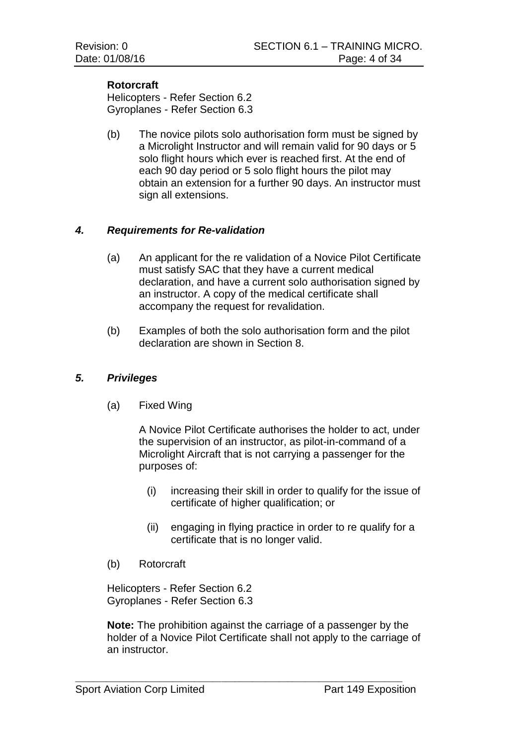**Rotorcraft**
Helicopters - Refer Section 6.2
Gyroplanes - Refer Section 6.3

(b) The novice pilots solo authorisation form must be signed by a Microlight Instructor and will remain valid for 90 days or 5 solo flight hours which ever is reached first. At the end of each 90 day period or 5 solo flight hours the pilot may obtain an extension for a further 90 days. An instructor must sign all extensions.

### *4. Requirements for Re-validation*

(a) An applicant for the re validation of a Novice Pilot Certificate must satisfy SAC that they have a current medical declaration, and have a current solo authorisation signed by an instructor. A copy of the medical certificate shall accompany the request for revalidation.

(b) Examples of both the solo authorisation form and the pilot declaration are shown in Section 8.

### *5. Privileges*

(a) Fixed Wing

A Novice Pilot Certificate authorises the holder to act, under the supervision of an instructor, as pilot-in-command of a Microlight Aircraft that is not carrying a passenger for the purposes of:

(i) increasing their skill in order to qualify for the issue of certificate of higher qualification; or

(ii) engaging in flying practice in order to re qualify for a certificate that is no longer valid.

(b) Rotorcraft

Helicopters - Refer Section 6.2
Gyroplanes - Refer Section 6.3

**Note:** The prohibition against the carriage of a passenger by the holder of a Novice Pilot Certificate shall not apply to the carriage of an instructor.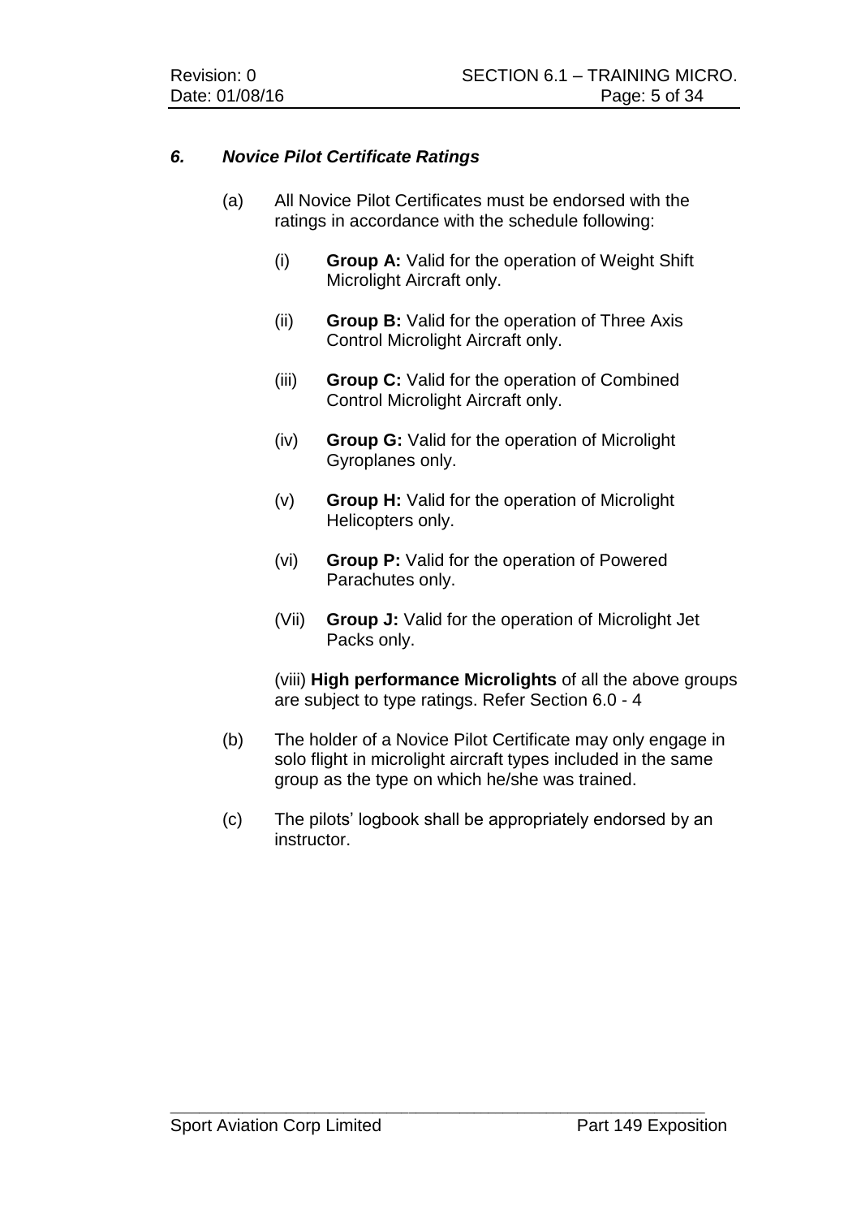### *6. Novice Pilot Certificate Ratings*

(a) All Novice Pilot Certificates must be endorsed with the ratings in accordance with the schedule following:

(i) **Group A:** Valid for the operation of Weight Shift Microlight Aircraft only.

(ii) **Group B:** Valid for the operation of Three Axis Control Microlight Aircraft only.

(iii) **Group C:** Valid for the operation of Combined Control Microlight Aircraft only.

(iv) **Group G:** Valid for the operation of Microlight Gyroplanes only.

(v) **Group H:** Valid for the operation of Microlight Helicopters only.

(vi) **Group P:** Valid for the operation of Powered Parachutes only.

(Vii) **Group J:** Valid for the operation of Microlight Jet Packs only.

(viii) **High performance Microlights** of all the above groups are subject to type ratings. Refer Section 6.0 - 4

(b) The holder of a Novice Pilot Certificate may only engage in solo flight in microlight aircraft types included in the same group as the type on which he/she was trained.

(c) The pilots' logbook shall be appropriately endorsed by an instructor.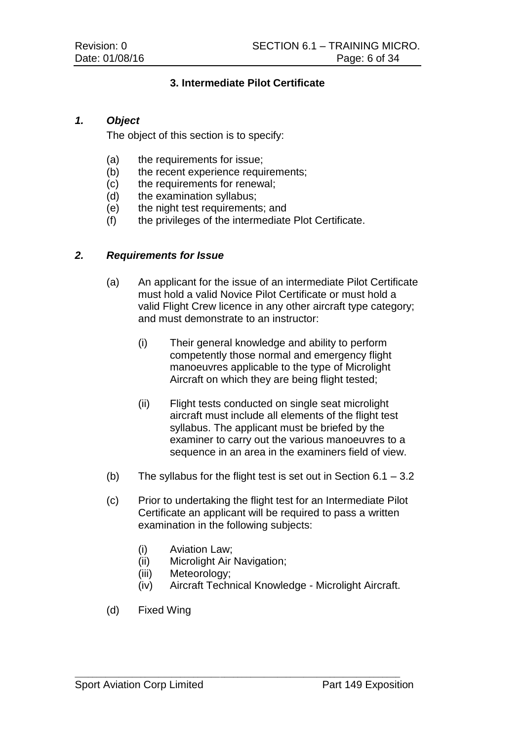## 3. Intermediate Pilot Certificate

### *1. Object*

The object of this section is to specify:

(a) the requirements for issue;
(b) the recent experience requirements;
(c) the requirements for renewal;
(d) the examination syllabus;
(e) the night test requirements; and
(f) the privileges of the intermediate Plot Certificate.

### *2. Requirements for Issue*

(a) An applicant for the issue of an intermediate Pilot Certificate must hold a valid Novice Pilot Certificate or must hold a valid Flight Crew licence in any other aircraft type category; and must demonstrate to an instructor:

  (i) Their general knowledge and ability to perform competently those normal and emergency flight manoeuvres applicable to the type of Microlight Aircraft on which they are being flight tested;

  (ii) Flight tests conducted on single seat microlight aircraft must include all elements of the flight test syllabus. The applicant must be briefed by the examiner to carry out the various manoeuvres to a sequence in an area in the examiners field of view.

(b) The syllabus for the flight test is set out in Section 6.1 – 3.2

(c) Prior to undertaking the flight test for an Intermediate Pilot Certificate an applicant will be required to pass a written examination in the following subjects:

  (i) Aviation Law;
  (ii) Microlight Air Navigation;
  (iii) Meteorology;
  (iv) Aircraft Technical Knowledge - Microlight Aircraft.

(d) Fixed Wing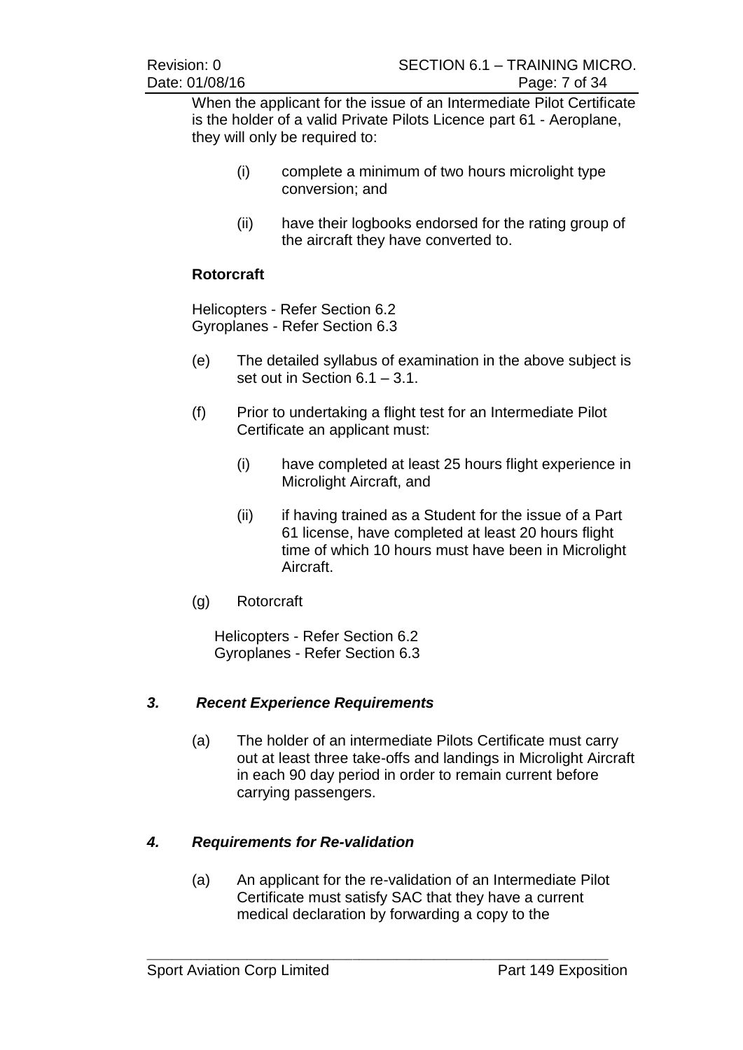When the applicant for the issue of an Intermediate Pilot Certificate is the holder of a valid Private Pilots Licence part 61 - Aeroplane, they will only be required to:

(i) complete a minimum of two hours microlight type conversion; and

(ii) have their logbooks endorsed for the rating group of the aircraft they have converted to.

**Rotorcraft**

Helicopters - Refer Section 6.2
Gyroplanes - Refer Section 6.3

(e) The detailed syllabus of examination in the above subject is set out in Section 6.1 – 3.1.

(f) Prior to undertaking a flight test for an Intermediate Pilot Certificate an applicant must:

(i) have completed at least 25 hours flight experience in Microlight Aircraft, and

(ii) if having trained as a Student for the issue of a Part 61 license, have completed at least 20 hours flight time of which 10 hours must have been in Microlight Aircraft.

(g) Rotorcraft

Helicopters - Refer Section 6.2
Gyroplanes - Refer Section 6.3

### *3. Recent Experience Requirements*

(a) The holder of an intermediate Pilots Certificate must carry out at least three take-offs and landings in Microlight Aircraft in each 90 day period in order to remain current before carrying passengers.

### *4. Requirements for Re-validation*

(a) An applicant for the re-validation of an Intermediate Pilot Certificate must satisfy SAC that they have a current medical declaration by forwarding a copy to the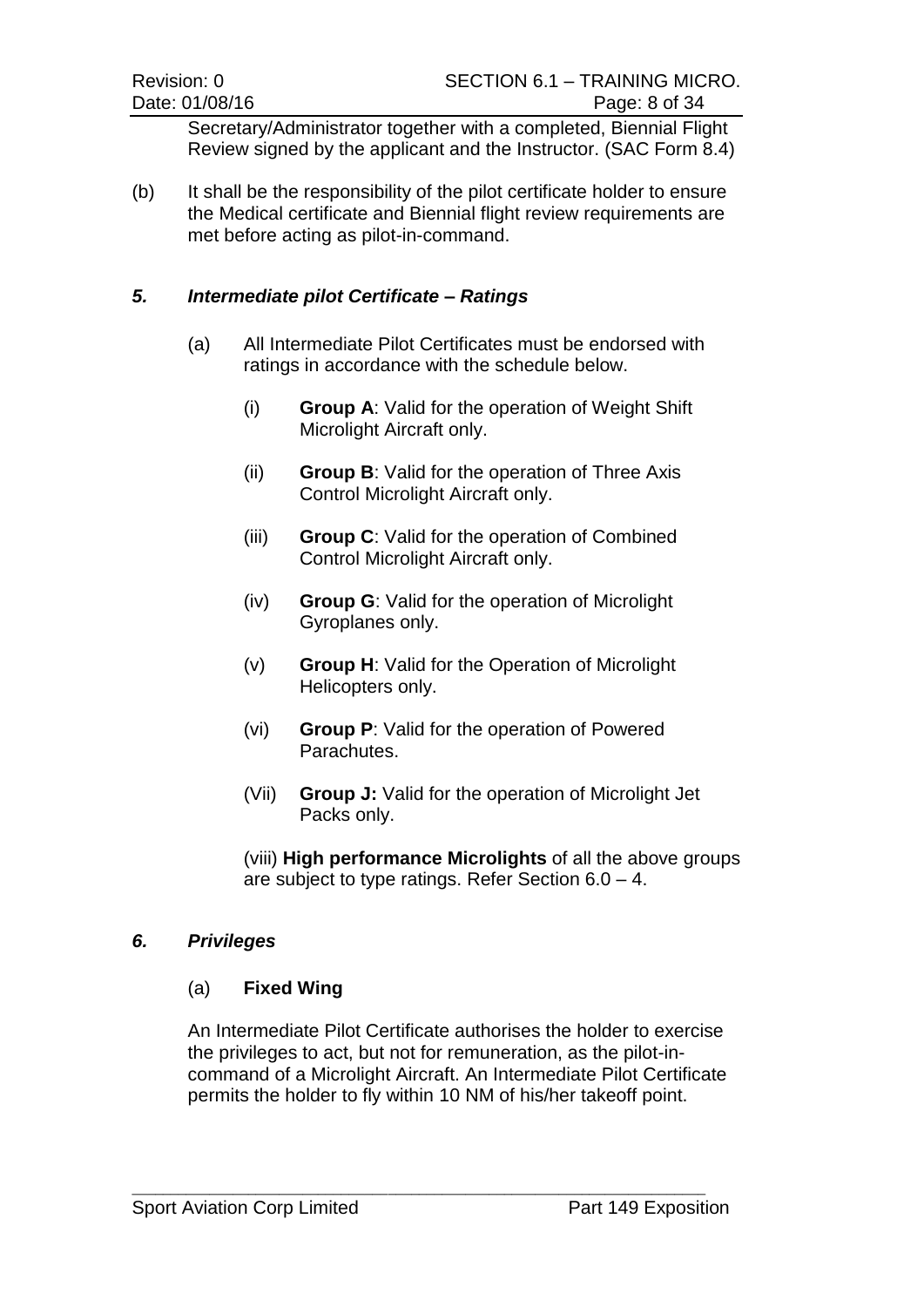Secretary/Administrator together with a completed, Biennial Flight Review signed by the applicant and the Instructor. (SAC Form 8.4)

(b) It shall be the responsibility of the pilot certificate holder to ensure the Medical certificate and Biennial flight review requirements are met before acting as pilot-in-command.

### *5. Intermediate pilot Certificate – Ratings*

(a) All Intermediate Pilot Certificates must be endorsed with ratings in accordance with the schedule below.

(i) **Group A**: Valid for the operation of Weight Shift Microlight Aircraft only.

(ii) **Group B**: Valid for the operation of Three Axis Control Microlight Aircraft only.

(iii) **Group C**: Valid for the operation of Combined Control Microlight Aircraft only.

(iv) **Group G**: Valid for the operation of Microlight Gyroplanes only.

(v) **Group H**: Valid for the Operation of Microlight Helicopters only.

(vi) **Group P**: Valid for the operation of Powered Parachutes.

(Vii) **Group J:** Valid for the operation of Microlight Jet Packs only.

(viii) **High performance Microlights** of all the above groups are subject to type ratings. Refer Section 6.0 – 4.

### *6. Privileges*

(a) **Fixed Wing**

An Intermediate Pilot Certificate authorises the holder to exercise the privileges to act, but not for remuneration, as the pilot-in-command of a Microlight Aircraft. An Intermediate Pilot Certificate permits the holder to fly within 10 NM of his/her takeoff point.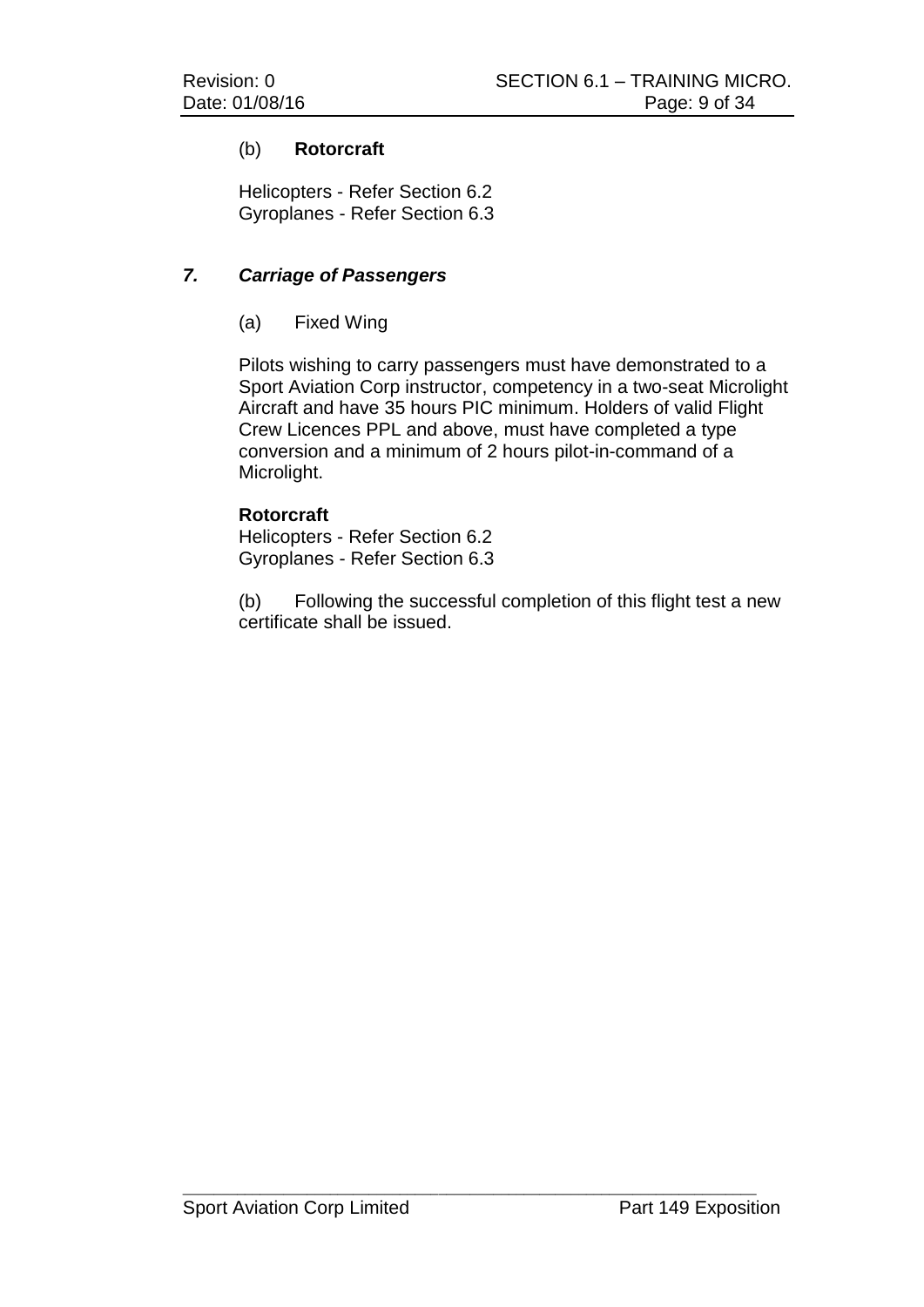(b) **Rotorcraft**

Helicopters - Refer Section 6.2
Gyroplanes - Refer Section 6.3

### *7. Carriage of Passengers*

(a) Fixed Wing

Pilots wishing to carry passengers must have demonstrated to a Sport Aviation Corp instructor, competency in a two-seat Microlight Aircraft and have 35 hours PIC minimum. Holders of valid Flight Crew Licences PPL and above, must have completed a type conversion and a minimum of 2 hours pilot-in-command of a Microlight.

**Rotorcraft**
Helicopters - Refer Section 6.2
Gyroplanes - Refer Section 6.3

(b) Following the successful completion of this flight test a new certificate shall be issued.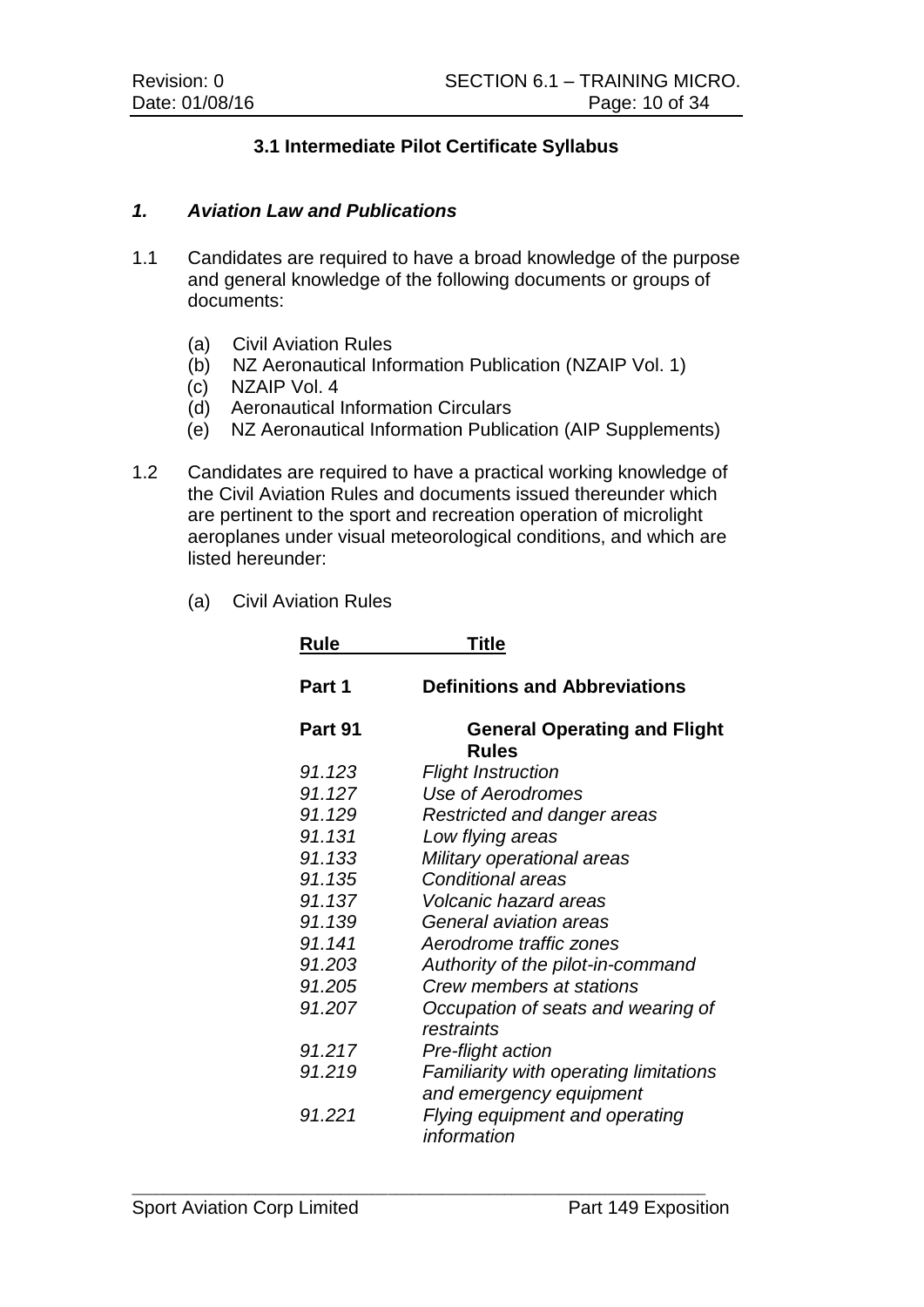### 3.1 Intermediate Pilot Certificate Syllabus

#### *1. Aviation Law and Publications*

1.1 Candidates are required to have a broad knowledge of the purpose and general knowledge of the following documents or groups of documents:

- (a) Civil Aviation Rules
- (b) NZ Aeronautical Information Publication (NZAIP Vol. 1)
- (c) NZAIP Vol. 4
- (d) Aeronautical Information Circulars
- (e) NZ Aeronautical Information Publication (AIP Supplements)

1.2 Candidates are required to have a practical working knowledge of the Civil Aviation Rules and documents issued thereunder which are pertinent to the sport and recreation operation of microlight aeroplanes under visual meteorological conditions, and which are listed hereunder:

- (a) Civil Aviation Rules

| Rule | Title |
|---|---|
| **Part 1** | **Definitions and Abbreviations** |
| **Part 91** | **General Operating and Flight Rules** |
| *91.123* | *Flight Instruction* |
| *91.127* | *Use of Aerodromes* |
| *91.129* | *Restricted and danger areas* |
| *91.131* | *Low flying areas* |
| *91.133* | *Military operational areas* |
| *91.135* | *Conditional areas* |
| *91.137* | *Volcanic hazard areas* |
| *91.139* | *General aviation areas* |
| *91.141* | *Aerodrome traffic zones* |
| *91.203* | *Authority of the pilot-in-command* |
| *91.205* | *Crew members at stations* |
| *91.207* | *Occupation of seats and wearing of restraints* |
| *91.217* | *Pre-flight action* |
| *91.219* | *Familiarity with operating limitations and emergency equipment* |
| *91.221* | *Flying equipment and operating information* |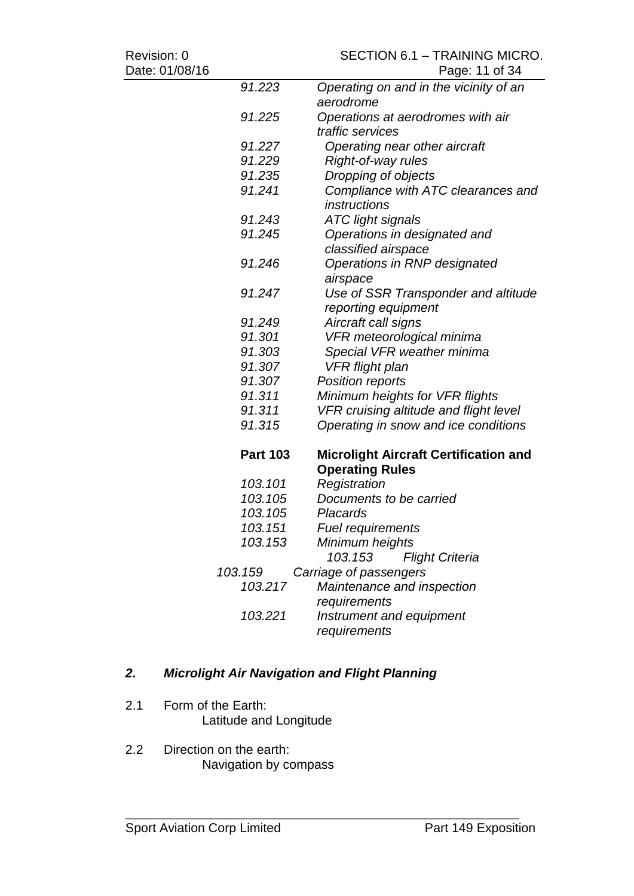| | |
|---|---|
| *91.223* | *Operating on and in the vicinity of an aerodrome* |
| *91.225* | *Operations at aerodromes with air traffic services* |
| *91.227* | *Operating near other aircraft* |
| *91.229* | *Right-of-way rules* |
| *91.235* | *Dropping of objects* |
| *91.241* | *Compliance with ATC clearances and instructions* |
| *91.243* | *ATC light signals* |
| *91.245* | *Operations in designated and classified airspace* |
| *91.246* | *Operations in RNP designated airspace* |
| *91.247* | *Use of SSR Transponder and altitude reporting equipment* |
| *91.249* | *Aircraft call signs* |
| *91.301* | *VFR meteorological minima* |
| *91.303* | *Special VFR weather minima* |
| *91.307* | *VFR flight plan* |
| *91.307* | *Position reports* |
| *91.311* | *Minimum heights for VFR flights* |
| *91.311* | *VFR cruising altitude and flight level* |
| *91.315* | *Operating in snow and ice conditions* |
| **Part 103** | **Microlight Aircraft Certification and Operating Rules** |
| *103.101* | *Registration* |
| *103.105* | *Documents to be carried* |
| *103.105* | *Placards* |
| *103.151* | *Fuel requirements* |
| *103.153* | *Minimum heights* |
| *103.153* | *Flight Criteria* |
| *103.159* | *Carriage of passengers* |
| *103.217* | *Maintenance and inspection requirements* |
| *103.221* | *Instrument and equipment requirements* |

## *2. Microlight Air Navigation and Flight Planning*

2.1 Form of the Earth:
Latitude and Longitude

2.2 Direction on the earth:
Navigation by compass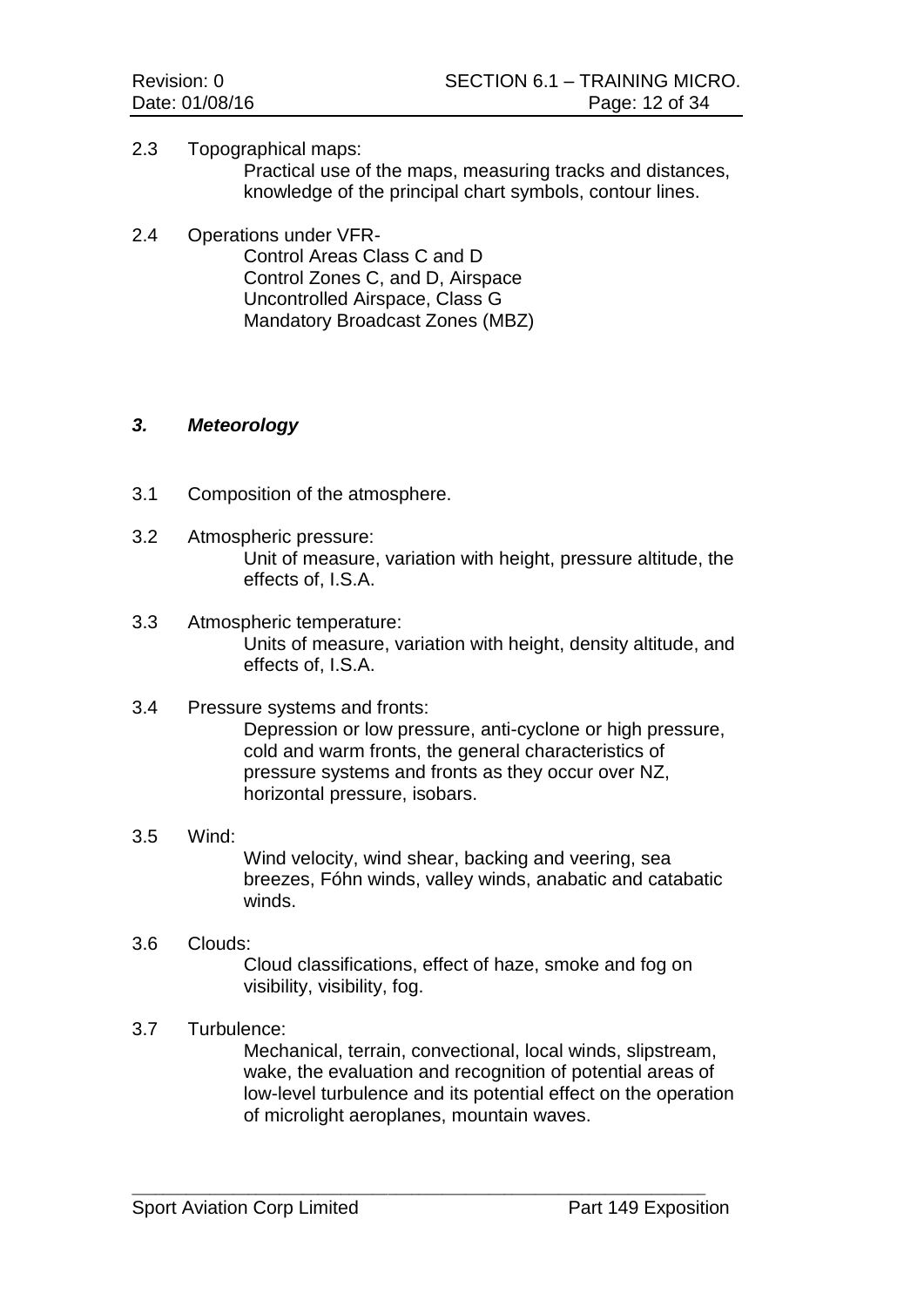2.3 Topographical maps:

Practical use of the maps, measuring tracks and distances, knowledge of the principal chart symbols, contour lines.

2.4 Operations under VFR-

Control Areas Class C and D
Control Zones C, and D, Airspace
Uncontrolled Airspace, Class G
Mandatory Broadcast Zones (MBZ)

### *3. Meteorology*

3.1 Composition of the atmosphere.

3.2 Atmospheric pressure:

Unit of measure, variation with height, pressure altitude, the effects of, I.S.A.

3.3 Atmospheric temperature:

Units of measure, variation with height, density altitude, and effects of, I.S.A.

3.4 Pressure systems and fronts:

Depression or low pressure, anti-cyclone or high pressure, cold and warm fronts, the general characteristics of pressure systems and fronts as they occur over NZ, horizontal pressure, isobars.

3.5 Wind:

Wind velocity, wind shear, backing and veering, sea breezes, Fóhn winds, valley winds, anabatic and catabatic winds.

3.6 Clouds:

Cloud classifications, effect of haze, smoke and fog on visibility, visibility, fog.

3.7 Turbulence:

Mechanical, terrain, convectional, local winds, slipstream, wake, the evaluation and recognition of potential areas of low-level turbulence and its potential effect on the operation of microlight aeroplanes, mountain waves.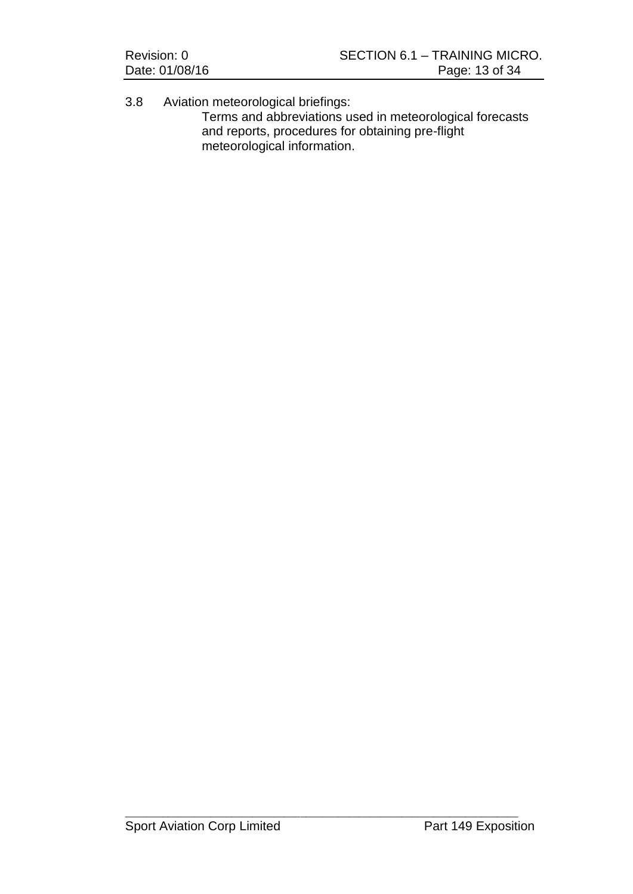3.8 Aviation meteorological briefings:

Terms and abbreviations used in meteorological forecasts and reports, procedures for obtaining pre-flight meteorological information.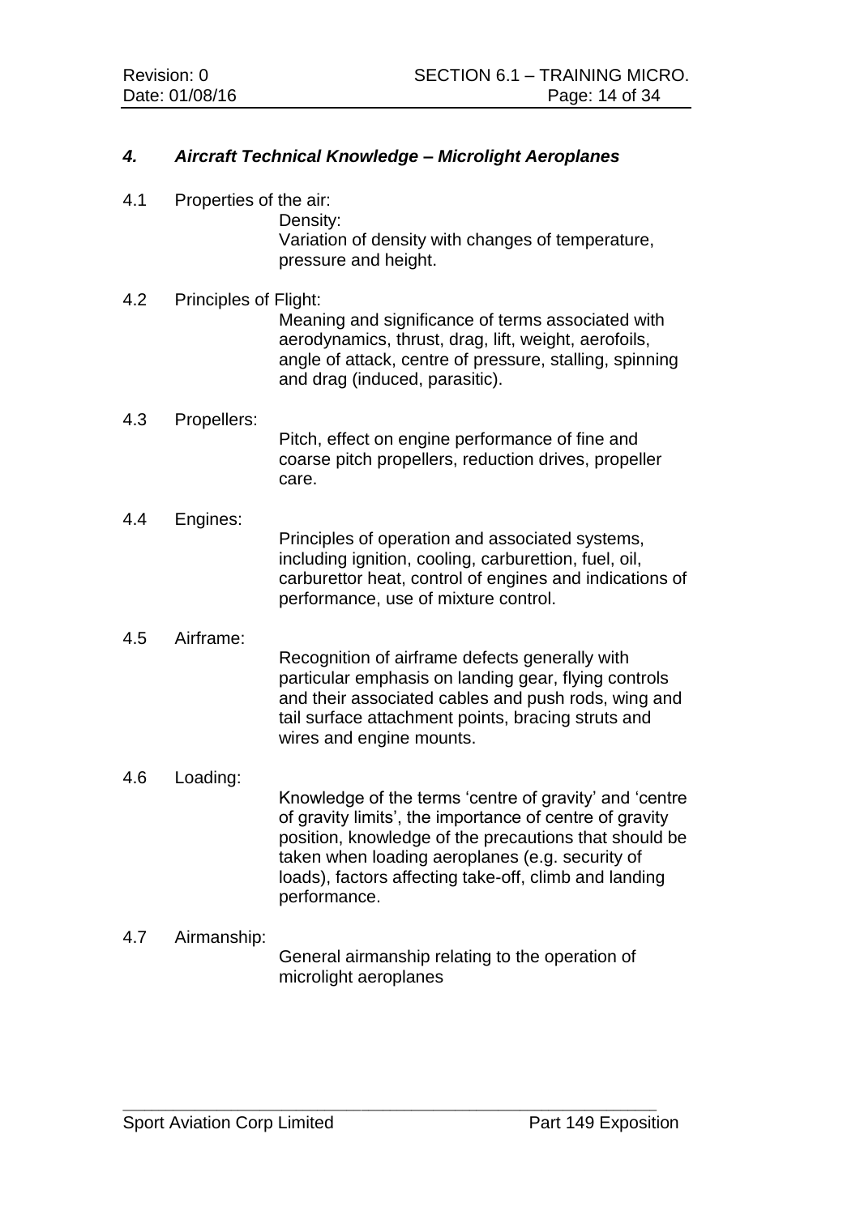## *4. Aircraft Technical Knowledge – Microlight Aeroplanes*

4.1 Properties of the air:

Density:
Variation of density with changes of temperature, pressure and height.

4.2 Principles of Flight:

Meaning and significance of terms associated with aerodynamics, thrust, drag, lift, weight, aerofoils, angle of attack, centre of pressure, stalling, spinning and drag (induced, parasitic).

4.3 Propellers:

Pitch, effect on engine performance of fine and coarse pitch propellers, reduction drives, propeller care.

4.4 Engines:

Principles of operation and associated systems, including ignition, cooling, carburettion, fuel, oil, carburettor heat, control of engines and indications of performance, use of mixture control.

4.5 Airframe:

Recognition of airframe defects generally with particular emphasis on landing gear, flying controls and their associated cables and push rods, wing and tail surface attachment points, bracing struts and wires and engine mounts.

4.6 Loading:

Knowledge of the terms 'centre of gravity' and 'centre of gravity limits', the importance of centre of gravity position, knowledge of the precautions that should be taken when loading aeroplanes (e.g. security of loads), factors affecting take-off, climb and landing performance.

4.7 Airmanship:

General airmanship relating to the operation of microlight aeroplanes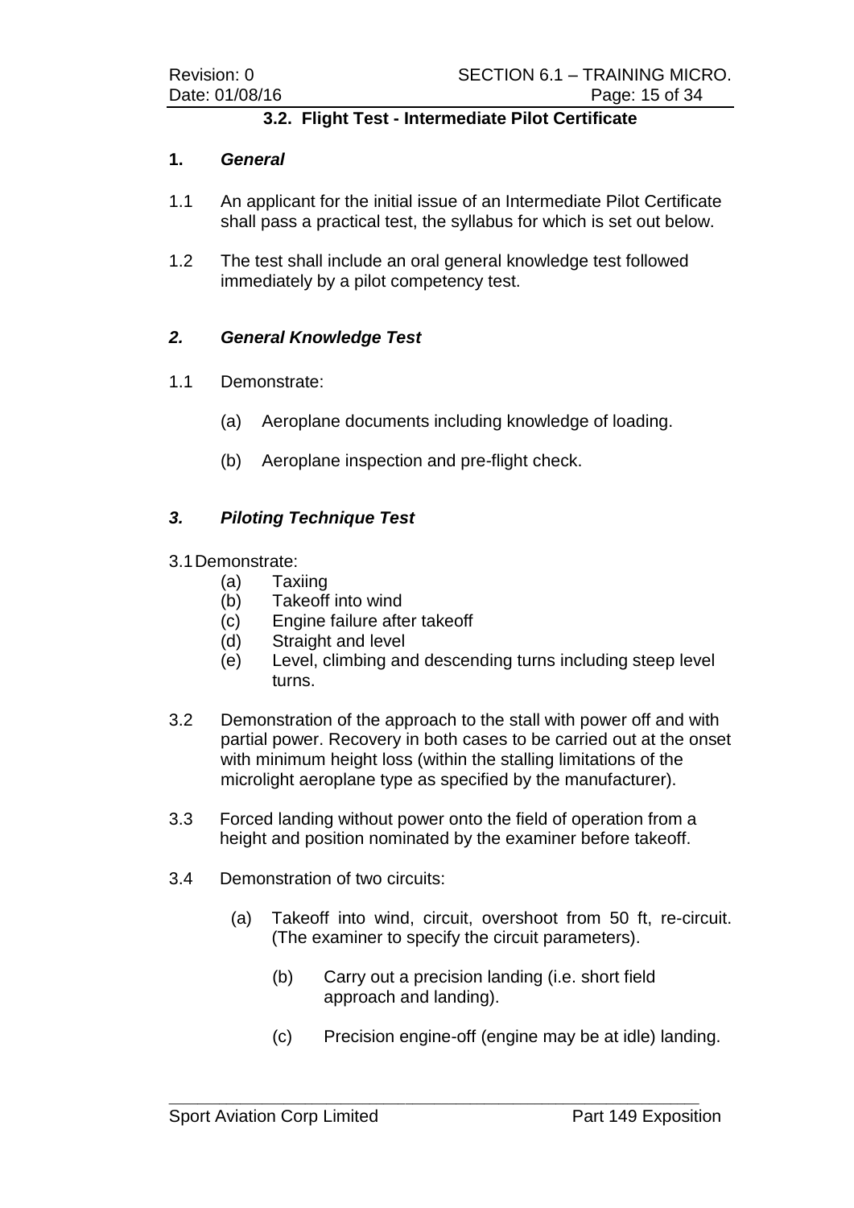### 3.2. Flight Test - Intermediate Pilot Certificate

**1. *General***

1.1 An applicant for the initial issue of an Intermediate Pilot Certificate shall pass a practical test, the syllabus for which is set out below.

1.2 The test shall include an oral general knowledge test followed immediately by a pilot competency test.

***2. General Knowledge Test***

1.1 Demonstrate:

- (a) Aeroplane documents including knowledge of loading.
- (b) Aeroplane inspection and pre-flight check.

***3. Piloting Technique Test***

3.1 Demonstrate:

- (a) Taxiing
- (b) Takeoff into wind
- (c) Engine failure after takeoff
- (d) Straight and level
- (e) Level, climbing and descending turns including steep level turns.

3.2 Demonstration of the approach to the stall with power off and with partial power. Recovery in both cases to be carried out at the onset with minimum height loss (within the stalling limitations of the microlight aeroplane type as specified by the manufacturer).

3.3 Forced landing without power onto the field of operation from a height and position nominated by the examiner before takeoff.

3.4 Demonstration of two circuits:

- (a) Takeoff into wind, circuit, overshoot from 50 ft, re-circuit. (The examiner to specify the circuit parameters).
- (b) Carry out a precision landing (i.e. short field approach and landing).
- (c) Precision engine-off (engine may be at idle) landing.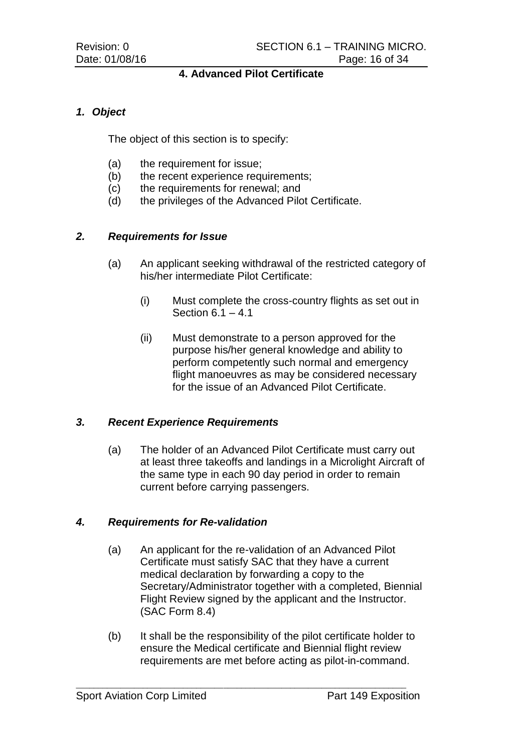## 4. Advanced Pilot Certificate

### *1. Object*

The object of this section is to specify:

(a) the requirement for issue;
(b) the recent experience requirements;
(c) the requirements for renewal; and
(d) the privileges of the Advanced Pilot Certificate.

### *2. Requirements for Issue*

(a) An applicant seeking withdrawal of the restricted category of his/her intermediate Pilot Certificate:

   (i) Must complete the cross-country flights as set out in Section 6.1 – 4.1

   (ii) Must demonstrate to a person approved for the purpose his/her general knowledge and ability to perform competently such normal and emergency flight manoeuvres as may be considered necessary for the issue of an Advanced Pilot Certificate.

### *3. Recent Experience Requirements*

(a) The holder of an Advanced Pilot Certificate must carry out at least three takeoffs and landings in a Microlight Aircraft of the same type in each 90 day period in order to remain current before carrying passengers.

### *4. Requirements for Re-validation*

(a) An applicant for the re-validation of an Advanced Pilot Certificate must satisfy SAC that they have a current medical declaration by forwarding a copy to the Secretary/Administrator together with a completed, Biennial Flight Review signed by the applicant and the Instructor. (SAC Form 8.4)

(b) It shall be the responsibility of the pilot certificate holder to ensure the Medical certificate and Biennial flight review requirements are met before acting as pilot-in-command.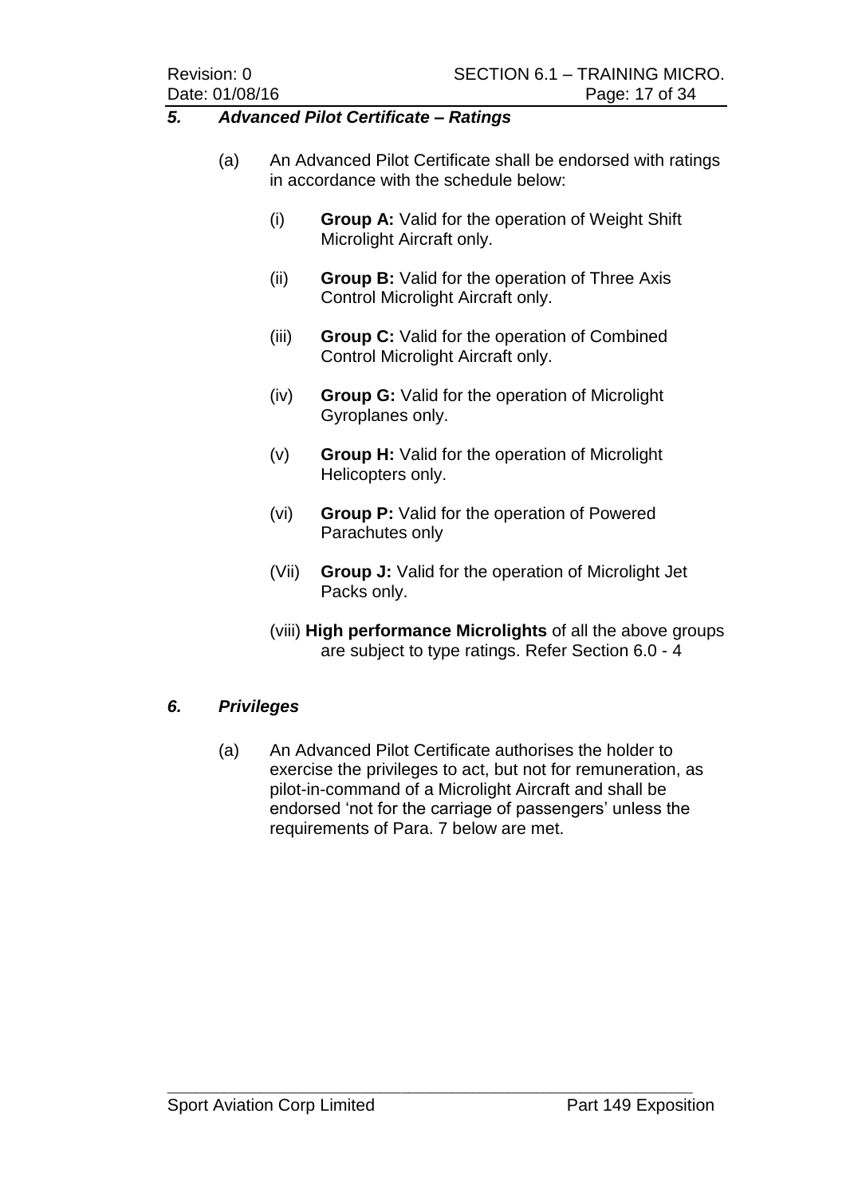### *5. Advanced Pilot Certificate – Ratings*

(a) An Advanced Pilot Certificate shall be endorsed with ratings in accordance with the schedule below:

- (i) **Group A:** Valid for the operation of Weight Shift Microlight Aircraft only.
- (ii) **Group B:** Valid for the operation of Three Axis Control Microlight Aircraft only.
- (iii) **Group C:** Valid for the operation of Combined Control Microlight Aircraft only.
- (iv) **Group G:** Valid for the operation of Microlight Gyroplanes only.
- (v) **Group H:** Valid for the operation of Microlight Helicopters only.
- (vi) **Group P:** Valid for the operation of Powered Parachutes only
- (Vii) **Group J:** Valid for the operation of Microlight Jet Packs only.
- (viii) **High performance Microlights** of all the above groups are subject to type ratings. Refer Section 6.0 - 4

### *6. Privileges*

(a) An Advanced Pilot Certificate authorises the holder to exercise the privileges to act, but not for remuneration, as pilot-in-command of a Microlight Aircraft and shall be endorsed 'not for the carriage of passengers' unless the requirements of Para. 7 below are met.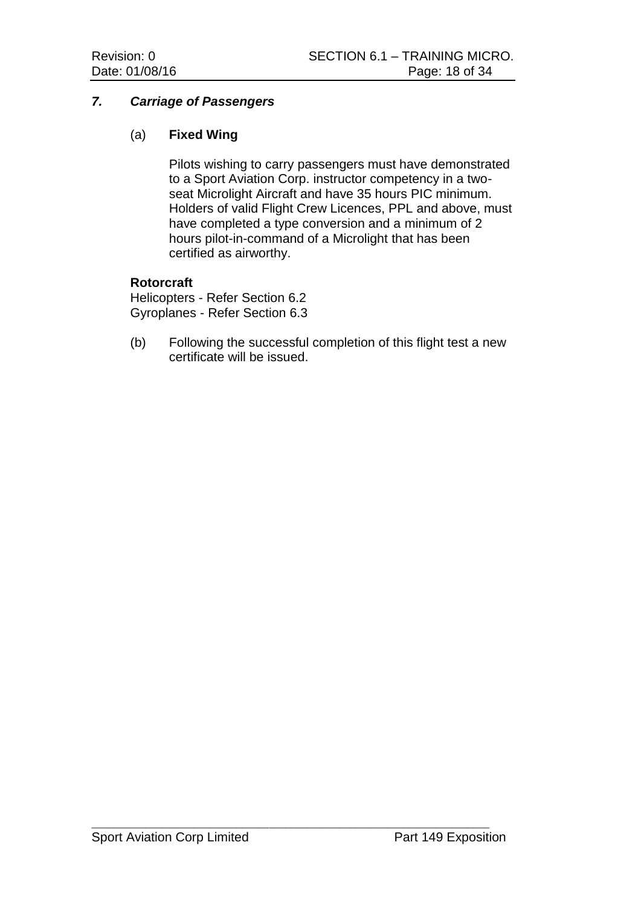## *7. Carriage of Passengers*

(a) **Fixed Wing**

Pilots wishing to carry passengers must have demonstrated to a Sport Aviation Corp. instructor competency in a two-seat Microlight Aircraft and have 35 hours PIC minimum. Holders of valid Flight Crew Licences, PPL and above, must have completed a type conversion and a minimum of 2 hours pilot-in-command of a Microlight that has been certified as airworthy.

**Rotorcraft**
Helicopters - Refer Section 6.2
Gyroplanes - Refer Section 6.3

(b) Following the successful completion of this flight test a new certificate will be issued.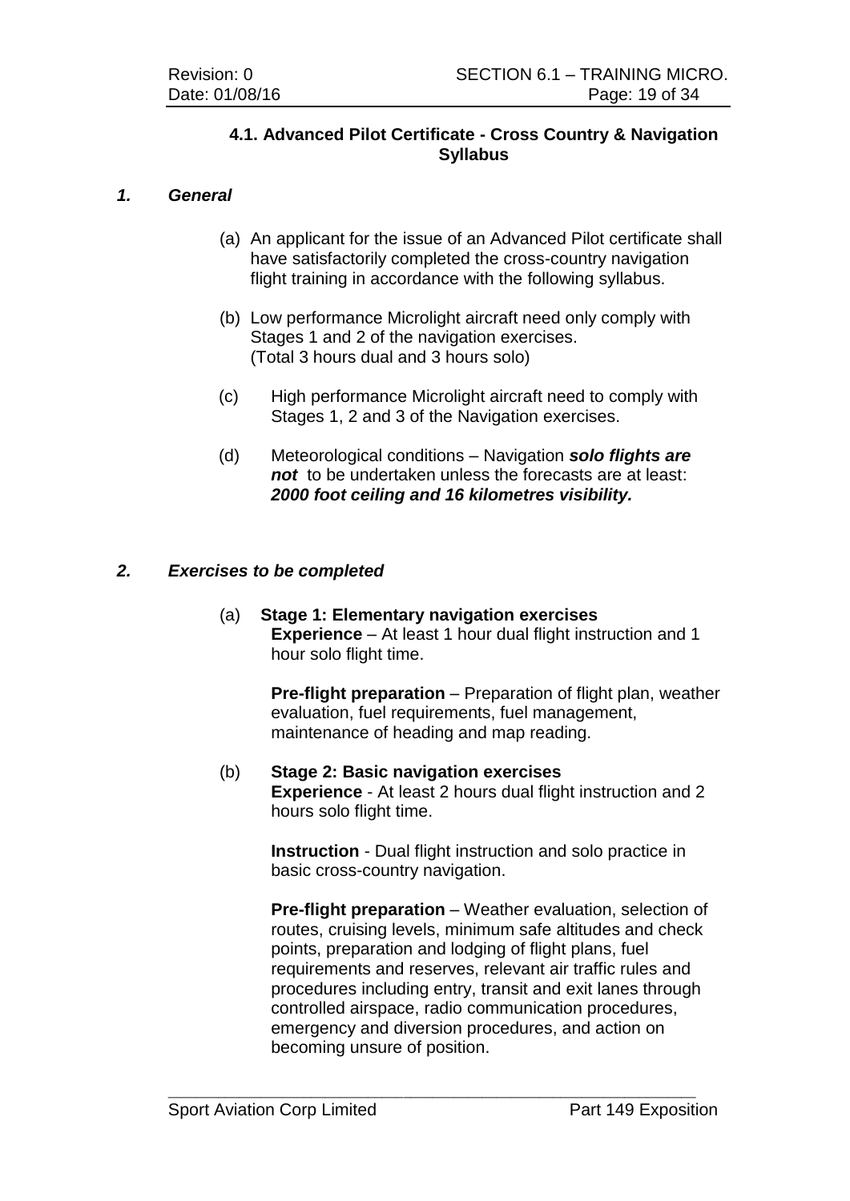## 4.1. Advanced Pilot Certificate - Cross Country & Navigation Syllabus

### *1. General*

(a) An applicant for the issue of an Advanced Pilot certificate shall have satisfactorily completed the cross-country navigation flight training in accordance with the following syllabus.

(b) Low performance Microlight aircraft need only comply with Stages 1 and 2 of the navigation exercises. (Total 3 hours dual and 3 hours solo)

(c) High performance Microlight aircraft need to comply with Stages 1, 2 and 3 of the Navigation exercises.

(d) Meteorological conditions – Navigation ***solo flights are not*** to be undertaken unless the forecasts are at least: ***2000 foot ceiling and 16 kilometres visibility.***

### *2. Exercises to be completed*

(a) **Stage 1: Elementary navigation exercises**
**Experience** – At least 1 hour dual flight instruction and 1 hour solo flight time.

**Pre-flight preparation** – Preparation of flight plan, weather evaluation, fuel requirements, fuel management, maintenance of heading and map reading.

(b) **Stage 2: Basic navigation exercises**
**Experience** - At least 2 hours dual flight instruction and 2 hours solo flight time.

**Instruction** - Dual flight instruction and solo practice in basic cross-country navigation.

**Pre-flight preparation** – Weather evaluation, selection of routes, cruising levels, minimum safe altitudes and check points, preparation and lodging of flight plans, fuel requirements and reserves, relevant air traffic rules and procedures including entry, transit and exit lanes through controlled airspace, radio communication procedures, emergency and diversion procedures, and action on becoming unsure of position.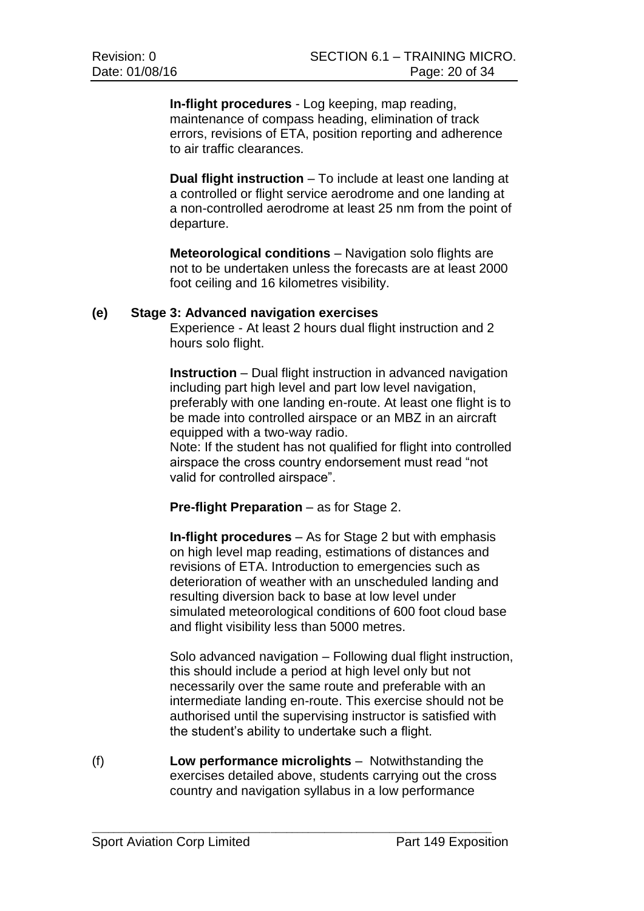**In-flight procedures** - Log keeping, map reading, maintenance of compass heading, elimination of track errors, revisions of ETA, position reporting and adherence to air traffic clearances.

**Dual flight instruction** – To include at least one landing at a controlled or flight service aerodrome and one landing at a non-controlled aerodrome at least 25 nm from the point of departure.

**Meteorological conditions** – Navigation solo flights are not to be undertaken unless the forecasts are at least 2000 foot ceiling and 16 kilometres visibility.

**(e) Stage 3: Advanced navigation exercises**

Experience - At least 2 hours dual flight instruction and 2 hours solo flight.

**Instruction** – Dual flight instruction in advanced navigation including part high level and part low level navigation, preferably with one landing en-route. At least one flight is to be made into controlled airspace or an MBZ in an aircraft equipped with a two-way radio.
Note: If the student has not qualified for flight into controlled airspace the cross country endorsement must read "not valid for controlled airspace".

**Pre-flight Preparation** – as for Stage 2.

**In-flight procedures** – As for Stage 2 but with emphasis on high level map reading, estimations of distances and revisions of ETA. Introduction to emergencies such as deterioration of weather with an unscheduled landing and resulting diversion back to base at low level under simulated meteorological conditions of 600 foot cloud base and flight visibility less than 5000 metres.

Solo advanced navigation – Following dual flight instruction, this should include a period at high level only but not necessarily over the same route and preferable with an intermediate landing en-route. This exercise should not be authorised until the supervising instructor is satisfied with the student's ability to undertake such a flight.

(f) **Low performance microlights** – Notwithstanding the exercises detailed above, students carrying out the cross country and navigation syllabus in a low performance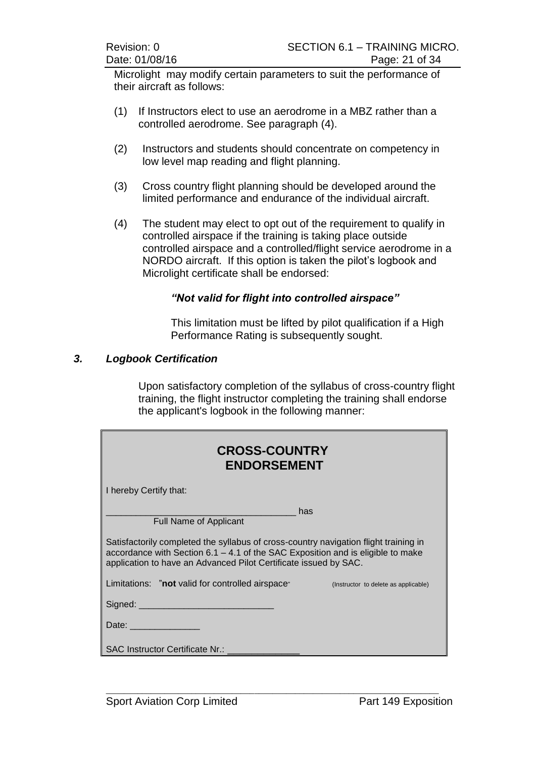Microlight may modify certain parameters to suit the performance of their aircraft as follows:

(1) If Instructors elect to use an aerodrome in a MBZ rather than a controlled aerodrome. See paragraph (4).

(2) Instructors and students should concentrate on competency in low level map reading and flight planning.

(3) Cross country flight planning should be developed around the limited performance and endurance of the individual aircraft.

(4) The student may elect to opt out of the requirement to qualify in controlled airspace if the training is taking place outside controlled airspace and a controlled/flight service aerodrome in a NORDO aircraft. If this option is taken the pilot's logbook and Microlight certificate shall be endorsed:

*"Not valid for flight into controlled airspace"*

This limitation must be lifted by pilot qualification if a High Performance Rating is subsequently sought.

### *3. Logbook Certification*

Upon satisfactory completion of the syllabus of cross-country flight training, the flight instructor completing the training shall endorse the applicant's logbook in the following manner:

**CROSS-COUNTRY ENDORSEMENT**

I hereby Certify that:

_____________________________________ has
Full Name of Applicant

Satisfactorily completed the syllabus of cross-country navigation flight training in accordance with Section 6.1 – 4.1 of the SAC Exposition and is eligible to make application to have an Advanced Pilot Certificate issued by SAC.

Limitations: "**not** valid for controlled airspace" (Instructor to delete as applicable)

Signed: ___________________________

Date: ______________

SAC Instructor Certificate Nr.: ______________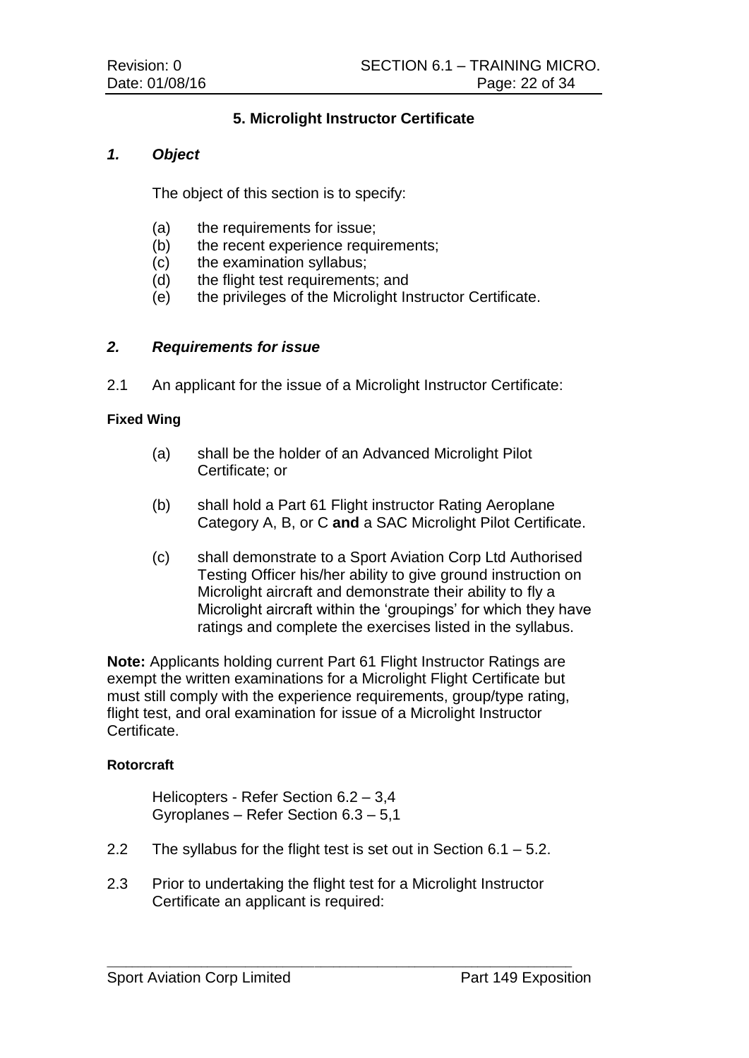## 5. Microlight Instructor Certificate

### *1. Object*

The object of this section is to specify:

(a) the requirements for issue;
(b) the recent experience requirements;
(c) the examination syllabus;
(d) the flight test requirements; and
(e) the privileges of the Microlight Instructor Certificate.

### *2. Requirements for issue*

2.1 An applicant for the issue of a Microlight Instructor Certificate:

**Fixed Wing**

(a) shall be the holder of an Advanced Microlight Pilot Certificate; or

(b) shall hold a Part 61 Flight instructor Rating Aeroplane Category A, B, or C **and** a SAC Microlight Pilot Certificate.

(c) shall demonstrate to a Sport Aviation Corp Ltd Authorised Testing Officer his/her ability to give ground instruction on Microlight aircraft and demonstrate their ability to fly a Microlight aircraft within the 'groupings' for which they have ratings and complete the exercises listed in the syllabus.

**Note:** Applicants holding current Part 61 Flight Instructor Ratings are exempt the written examinations for a Microlight Flight Certificate but must still comply with the experience requirements, group/type rating, flight test, and oral examination for issue of a Microlight Instructor Certificate.

**Rotorcraft**

Helicopters - Refer Section 6.2 – 3,4
Gyroplanes – Refer Section 6.3 – 5,1

2.2 The syllabus for the flight test is set out in Section 6.1 – 5.2.

2.3 Prior to undertaking the flight test for a Microlight Instructor Certificate an applicant is required: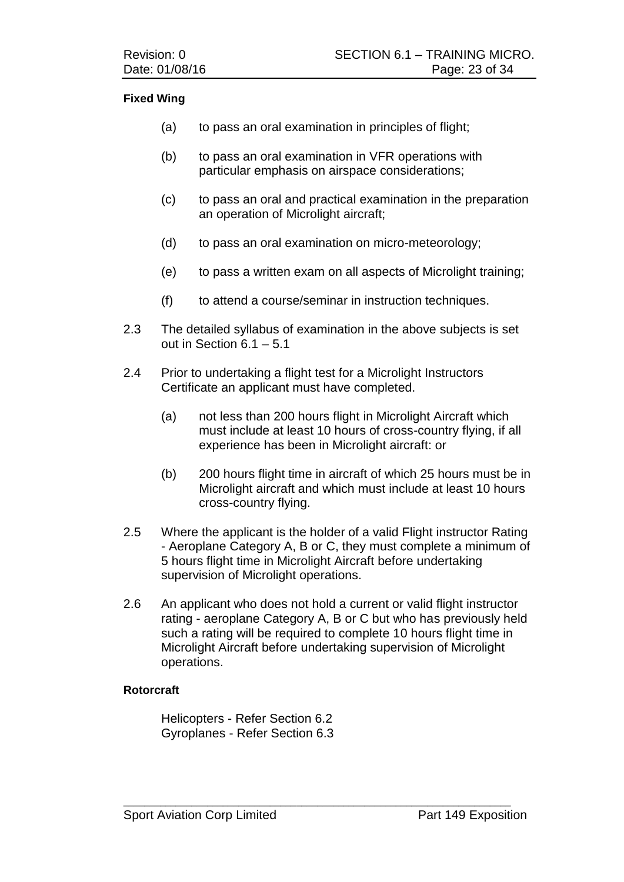**Fixed Wing**

(a) to pass an oral examination in principles of flight;

(b) to pass an oral examination in VFR operations with particular emphasis on airspace considerations;

(c) to pass an oral and practical examination in the preparation an operation of Microlight aircraft;

(d) to pass an oral examination on micro-meteorology;

(e) to pass a written exam on all aspects of Microlight training;

(f) to attend a course/seminar in instruction techniques.

2.3 The detailed syllabus of examination in the above subjects is set out in Section 6.1 – 5.1

2.4 Prior to undertaking a flight test for a Microlight Instructors Certificate an applicant must have completed.

(a) not less than 200 hours flight in Microlight Aircraft which must include at least 10 hours of cross-country flying, if all experience has been in Microlight aircraft: or

(b) 200 hours flight time in aircraft of which 25 hours must be in Microlight aircraft and which must include at least 10 hours cross-country flying.

2.5 Where the applicant is the holder of a valid Flight instructor Rating - Aeroplane Category A, B or C, they must complete a minimum of 5 hours flight time in Microlight Aircraft before undertaking supervision of Microlight operations.

2.6 An applicant who does not hold a current or valid flight instructor rating - aeroplane Category A, B or C but who has previously held such a rating will be required to complete 10 hours flight time in Microlight Aircraft before undertaking supervision of Microlight operations.

**Rotorcraft**

Helicopters - Refer Section 6.2
Gyroplanes - Refer Section 6.3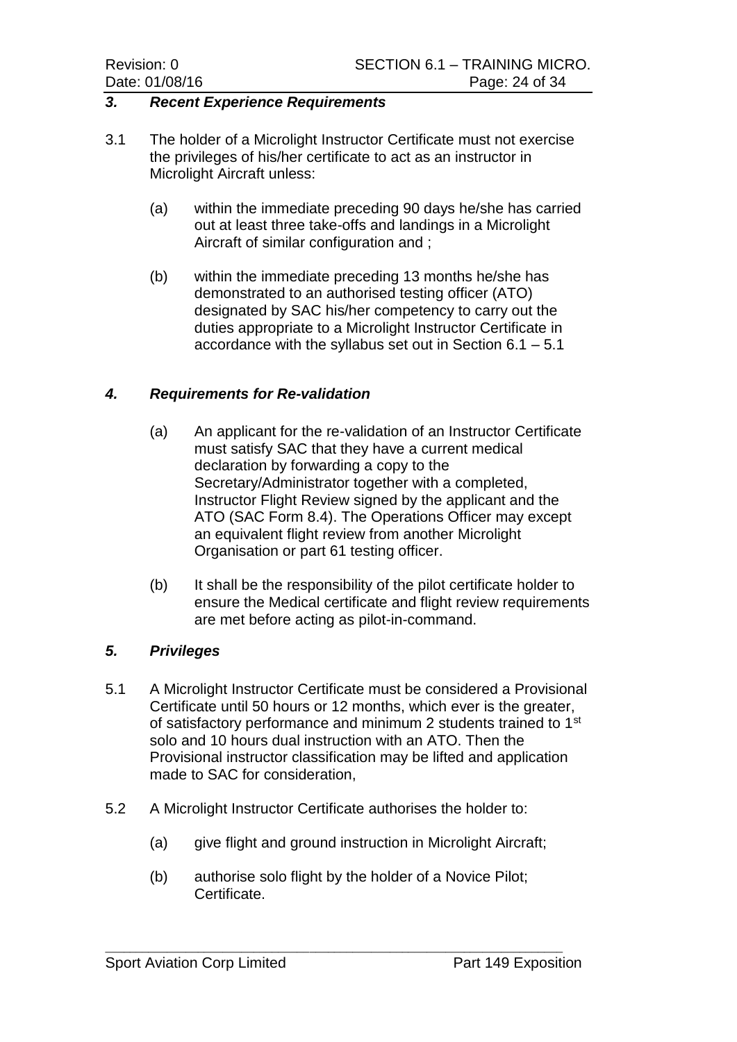### *3. Recent Experience Requirements*

3.1 The holder of a Microlight Instructor Certificate must not exercise the privileges of his/her certificate to act as an instructor in Microlight Aircraft unless:

(a) within the immediate preceding 90 days he/she has carried out at least three take-offs and landings in a Microlight Aircraft of similar configuration and ;

(b) within the immediate preceding 13 months he/she has demonstrated to an authorised testing officer (ATO) designated by SAC his/her competency to carry out the duties appropriate to a Microlight Instructor Certificate in accordance with the syllabus set out in Section 6.1 – 5.1

### *4. Requirements for Re-validation*

(a) An applicant for the re-validation of an Instructor Certificate must satisfy SAC that they have a current medical declaration by forwarding a copy to the Secretary/Administrator together with a completed, Instructor Flight Review signed by the applicant and the ATO (SAC Form 8.4). The Operations Officer may except an equivalent flight review from another Microlight Organisation or part 61 testing officer.

(b) It shall be the responsibility of the pilot certificate holder to ensure the Medical certificate and flight review requirements are met before acting as pilot-in-command.

### *5. Privileges*

5.1 A Microlight Instructor Certificate must be considered a Provisional Certificate until 50 hours or 12 months, which ever is the greater, of satisfactory performance and minimum 2 students trained to 1st solo and 10 hours dual instruction with an ATO. Then the Provisional instructor classification may be lifted and application made to SAC for consideration,

5.2 A Microlight Instructor Certificate authorises the holder to:

(a) give flight and ground instruction in Microlight Aircraft;

(b) authorise solo flight by the holder of a Novice Pilot; Certificate.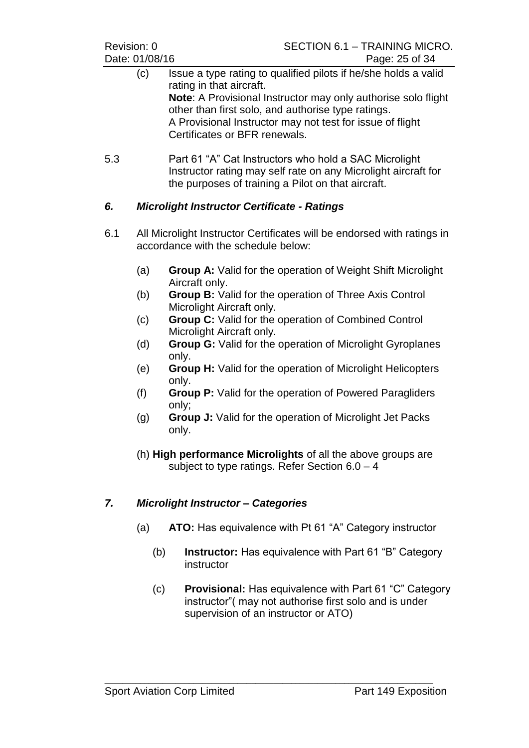(c) Issue a type rating to qualified pilots if he/she holds a valid rating in that aircraft.
**Note**: A Provisional Instructor may only authorise solo flight other than first solo, and authorise type ratings.
A Provisional Instructor may not test for issue of flight Certificates or BFR renewals.

5.3 Part 61 "A" Cat Instructors who hold a SAC Microlight Instructor rating may self rate on any Microlight aircraft for the purposes of training a Pilot on that aircraft.

### *6. Microlight Instructor Certificate - Ratings*

6.1 All Microlight Instructor Certificates will be endorsed with ratings in accordance with the schedule below:

(a) **Group A:** Valid for the operation of Weight Shift Microlight Aircraft only.
(b) **Group B:** Valid for the operation of Three Axis Control Microlight Aircraft only.
(c) **Group C:** Valid for the operation of Combined Control Microlight Aircraft only.
(d) **Group G:** Valid for the operation of Microlight Gyroplanes only.
(e) **Group H:** Valid for the operation of Microlight Helicopters only.
(f) **Group P:** Valid for the operation of Powered Paragliders only;
(g) **Group J:** Valid for the operation of Microlight Jet Packs only.

(h) **High performance Microlights** of all the above groups are subject to type ratings. Refer Section 6.0 – 4

### *7. Microlight Instructor – Categories*

(a) **ATO:** Has equivalence with Pt 61 "A" Category instructor

(b) **Instructor:** Has equivalence with Part 61 "B" Category instructor

(c) **Provisional:** Has equivalence with Part 61 "C" Category instructor"( may not authorise first solo and is under supervision of an instructor or ATO)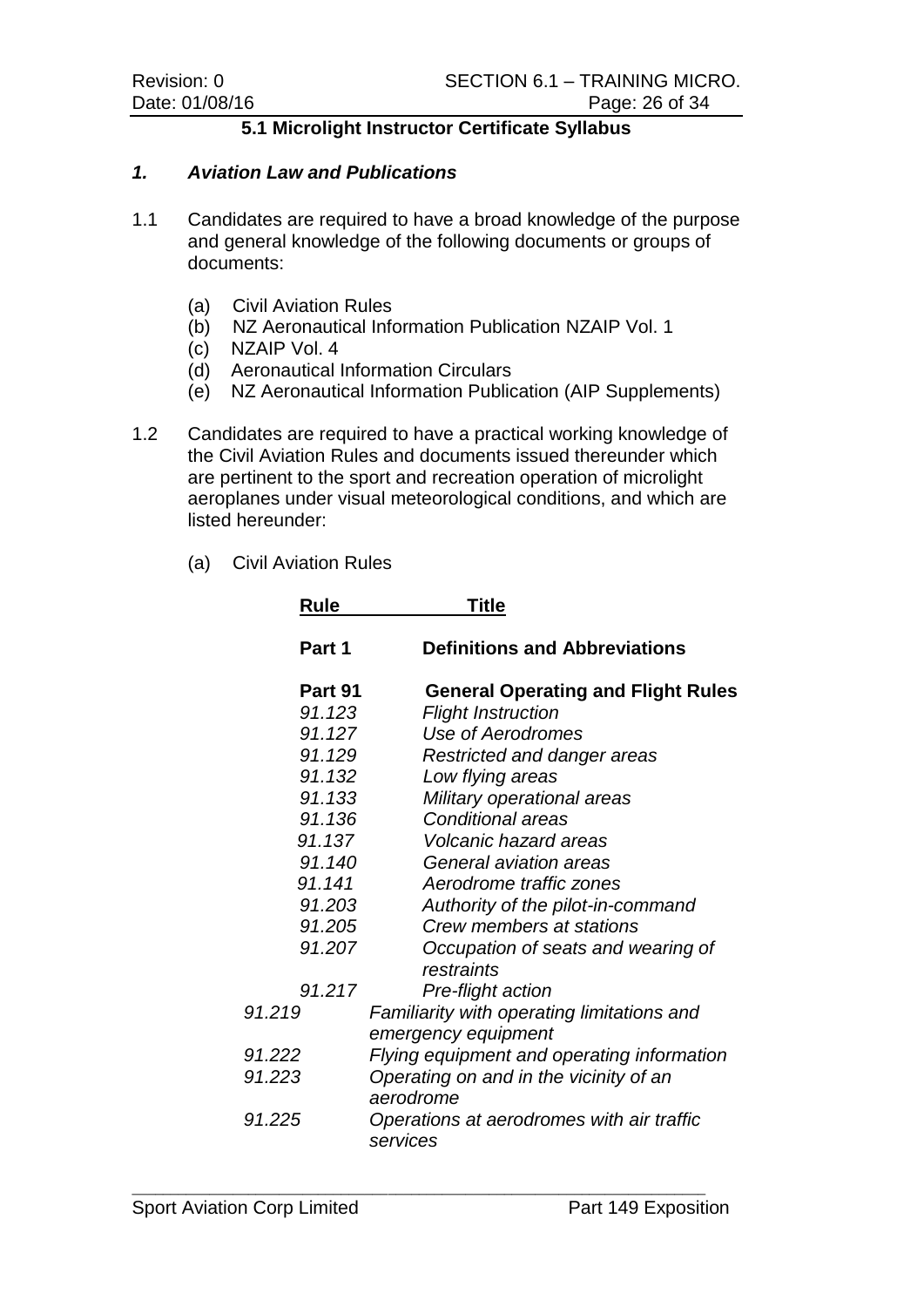### 5.1 Microlight Instructor Certificate Syllabus

## *1. Aviation Law and Publications*

1.1 Candidates are required to have a broad knowledge of the purpose and general knowledge of the following documents or groups of documents:

- (a) Civil Aviation Rules
- (b) NZ Aeronautical Information Publication NZAIP Vol. 1
- (c) NZAIP Vol. 4
- (d) Aeronautical Information Circulars
- (e) NZ Aeronautical Information Publication (AIP Supplements)

1.2 Candidates are required to have a practical working knowledge of the Civil Aviation Rules and documents issued thereunder which are pertinent to the sport and recreation operation of microlight aeroplanes under visual meteorological conditions, and which are listed hereunder:

(a) Civil Aviation Rules

| Rule | Title |
|---|---|
| **Part 1** | **Definitions and Abbreviations** |
| **Part 91** | **General Operating and Flight Rules** |
| *91.123* | *Flight Instruction* |
| *91.127* | *Use of Aerodromes* |
| *91.129* | *Restricted and danger areas* |
| *91.132* | *Low flying areas* |
| *91.133* | *Military operational areas* |
| *91.136* | *Conditional areas* |
| *91.137* | *Volcanic hazard areas* |
| *91.140* | *General aviation areas* |
| *91.141* | *Aerodrome traffic zones* |
| *91.203* | *Authority of the pilot-in-command* |
| *91.205* | *Crew members at stations* |
| *91.207* | *Occupation of seats and wearing of restraints* |
| *91.217* | *Pre-flight action* |
| *91.219* | *Familiarity with operating limitations and emergency equipment* |
| *91.222* | *Flying equipment and operating information* |
| *91.223* | *Operating on and in the vicinity of an aerodrome* |
| *91.225* | *Operations at aerodromes with air traffic services* |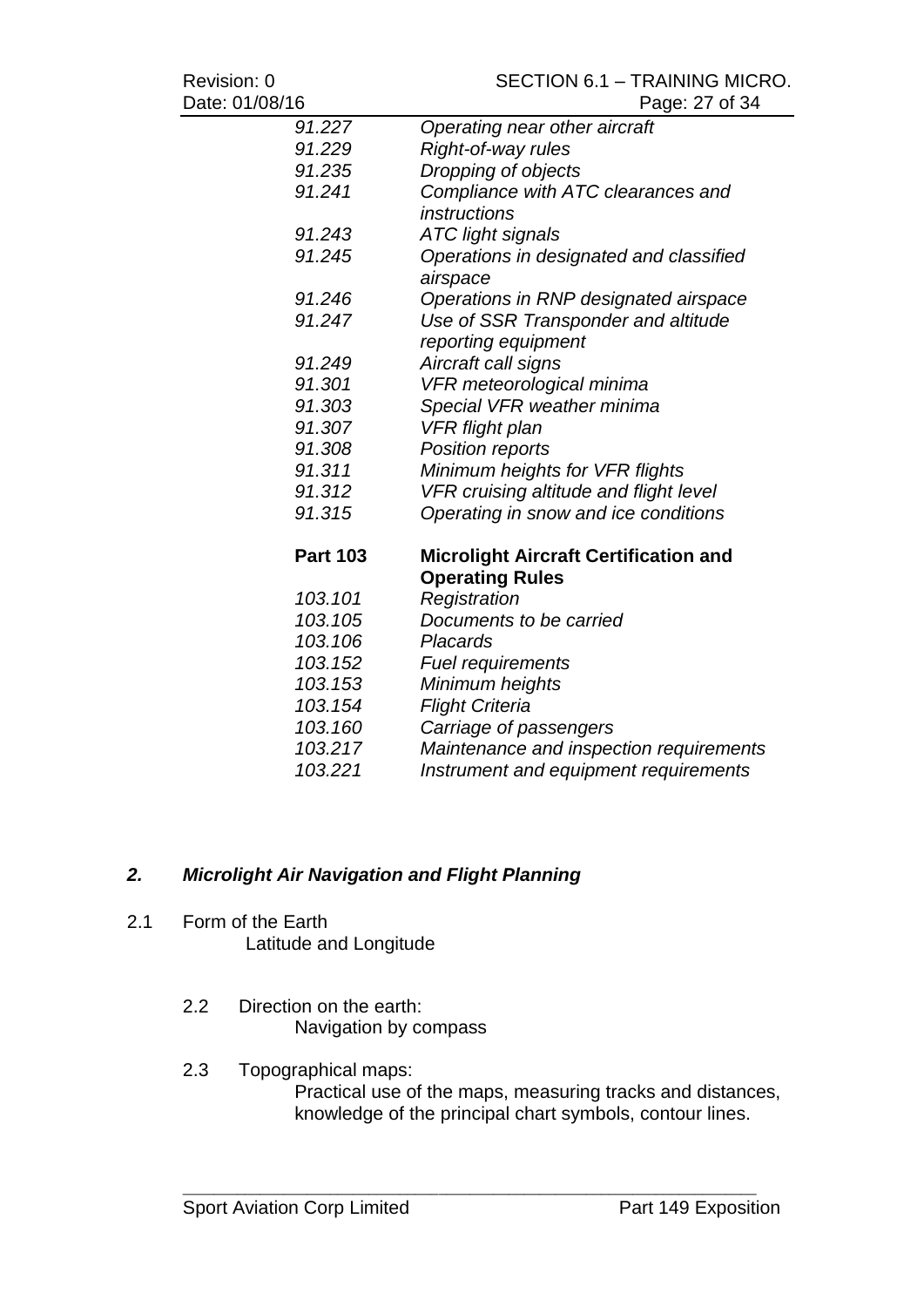| | |
|---|---|
| *91.227* | *Operating near other aircraft* |
| *91.229* | *Right-of-way rules* |
| *91.235* | *Dropping of objects* |
| *91.241* | *Compliance with ATC clearances and instructions* |
| *91.243* | *ATC light signals* |
| *91.245* | *Operations in designated and classified airspace* |
| *91.246* | *Operations in RNP designated airspace* |
| *91.247* | *Use of SSR Transponder and altitude reporting equipment* |
| *91.249* | *Aircraft call signs* |
| *91.301* | *VFR meteorological minima* |
| *91.303* | *Special VFR weather minima* |
| *91.307* | *VFR flight plan* |
| *91.308* | *Position reports* |
| *91.311* | *Minimum heights for VFR flights* |
| *91.312* | *VFR cruising altitude and flight level* |
| *91.315* | *Operating in snow and ice conditions* |
| **Part 103** | **Microlight Aircraft Certification and Operating Rules** |
| *103.101* | *Registration* |
| *103.105* | *Documents to be carried* |
| *103.106* | *Placards* |
| *103.152* | *Fuel requirements* |
| *103.153* | *Minimum heights* |
| *103.154* | *Flight Criteria* |
| *103.160* | *Carriage of passengers* |
| *103.217* | *Maintenance and inspection requirements* |
| *103.221* | *Instrument and equipment requirements* |

## *2. Microlight Air Navigation and Flight Planning*

2.1 Form of the Earth

Latitude and Longitude

2.2 Direction on the earth:

Navigation by compass

2.3 Topographical maps:

Practical use of the maps, measuring tracks and distances, knowledge of the principal chart symbols, contour lines.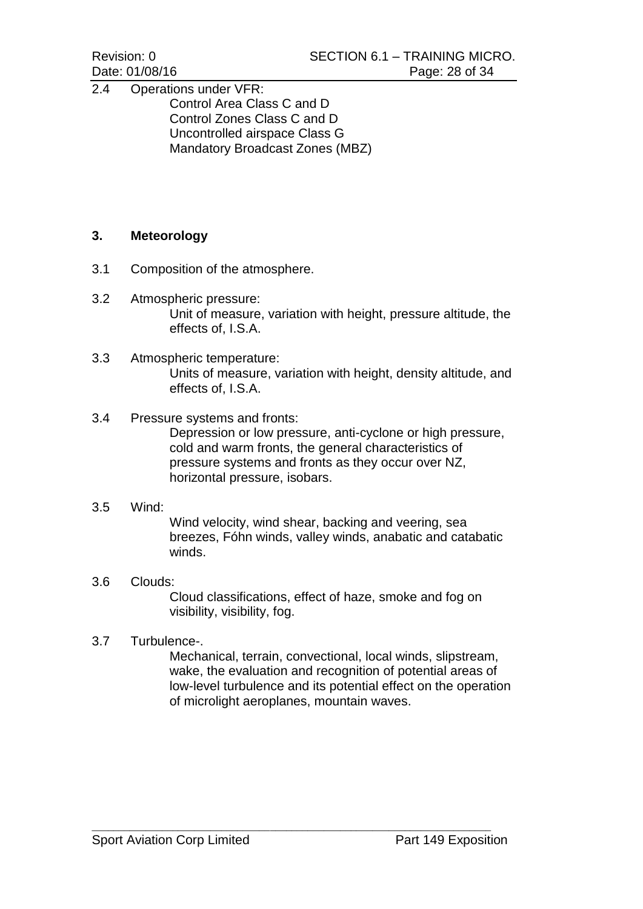2.4 Operations under VFR:
Control Area Class C and D
Control Zones Class C and D
Uncontrolled airspace Class G
Mandatory Broadcast Zones (MBZ)

## 3. Meteorology

3.1 Composition of the atmosphere.

3.2 Atmospheric pressure:
Unit of measure, variation with height, pressure altitude, the effects of, I.S.A.

3.3 Atmospheric temperature:
Units of measure, variation with height, density altitude, and effects of, I.S.A.

3.4 Pressure systems and fronts:
Depression or low pressure, anti-cyclone or high pressure, cold and warm fronts, the general characteristics of pressure systems and fronts as they occur over NZ, horizontal pressure, isobars.

3.5 Wind:
Wind velocity, wind shear, backing and veering, sea breezes, Fóhn winds, valley winds, anabatic and catabatic winds.

3.6 Clouds:
Cloud classifications, effect of haze, smoke and fog on visibility, visibility, fog.

3.7 Turbulence-.
Mechanical, terrain, convectional, local winds, slipstream, wake, the evaluation and recognition of potential areas of low-level turbulence and its potential effect on the operation of microlight aeroplanes, mountain waves.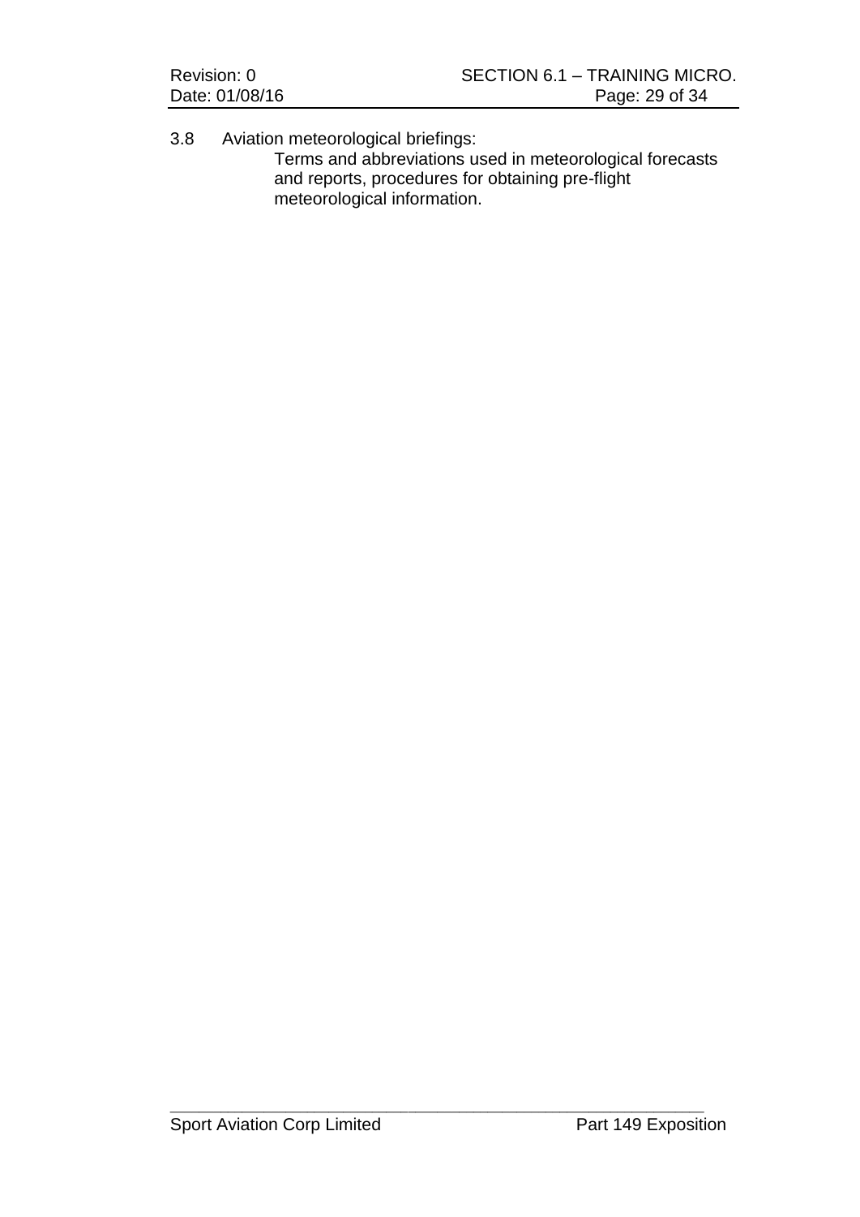3.8 Aviation meteorological briefings:

Terms and abbreviations used in meteorological forecasts and reports, procedures for obtaining pre-flight meteorological information.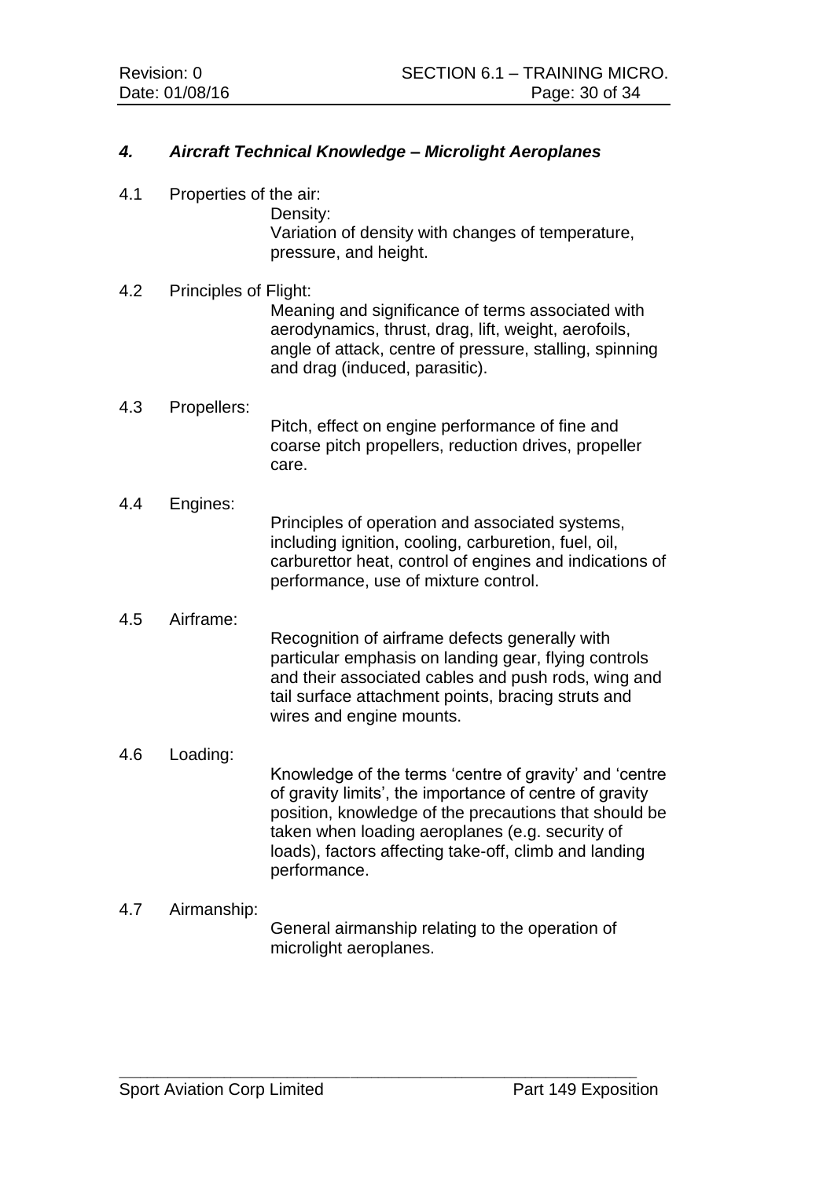## *4. Aircraft Technical Knowledge – Microlight Aeroplanes*

4.1 Properties of the air:

Density:
Variation of density with changes of temperature, pressure, and height.

4.2 Principles of Flight:

Meaning and significance of terms associated with aerodynamics, thrust, drag, lift, weight, aerofoils, angle of attack, centre of pressure, stalling, spinning and drag (induced, parasitic).

4.3 Propellers:

Pitch, effect on engine performance of fine and coarse pitch propellers, reduction drives, propeller care.

4.4 Engines:

Principles of operation and associated systems, including ignition, cooling, carburetion, fuel, oil, carburettor heat, control of engines and indications of performance, use of mixture control.

4.5 Airframe:

Recognition of airframe defects generally with particular emphasis on landing gear, flying controls and their associated cables and push rods, wing and tail surface attachment points, bracing struts and wires and engine mounts.

4.6 Loading:

Knowledge of the terms 'centre of gravity' and 'centre of gravity limits', the importance of centre of gravity position, knowledge of the precautions that should be taken when loading aeroplanes (e.g. security of loads), factors affecting take-off, climb and landing performance.

4.7 Airmanship:

General airmanship relating to the operation of microlight aeroplanes.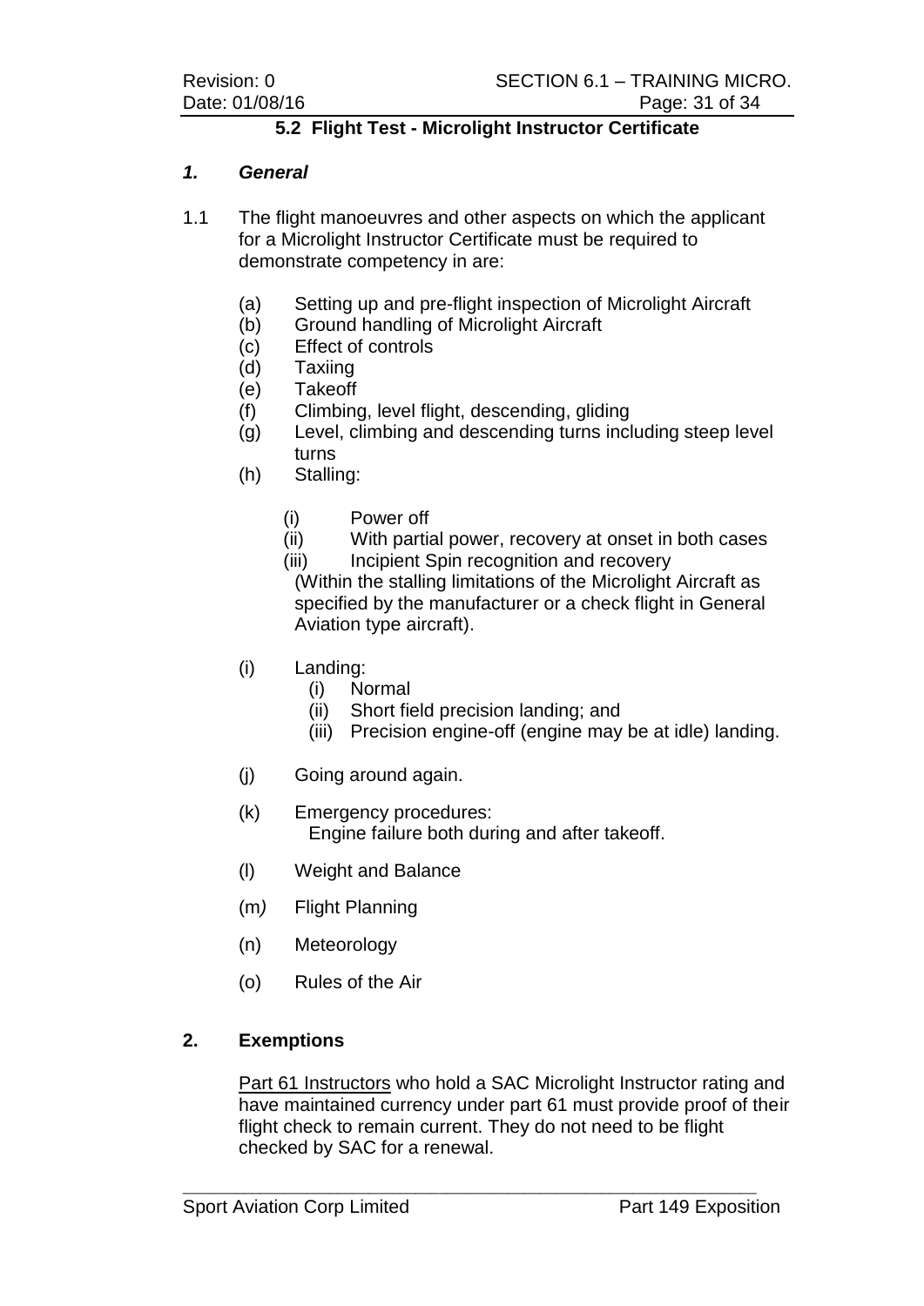## 5.2 Flight Test - Microlight Instructor Certificate

### *1. General*

1.1 The flight manoeuvres and other aspects on which the applicant for a Microlight Instructor Certificate must be required to demonstrate competency in are:

- (a) Setting up and pre-flight inspection of Microlight Aircraft
- (b) Ground handling of Microlight Aircraft
- (c) Effect of controls
- (d) Taxiing
- (e) Takeoff
- (f) Climbing, level flight, descending, gliding
- (g) Level, climbing and descending turns including steep level turns
- (h) Stalling:
  - (i) Power off
  - (ii) With partial power, recovery at onset in both cases
  - (iii) Incipient Spin recognition and recovery

  (Within the stalling limitations of the Microlight Aircraft as specified by the manufacturer or a check flight in General Aviation type aircraft).

- (i) Landing:
  - (i) Normal
  - (ii) Short field precision landing; and
  - (iii) Precision engine-off (engine may be at idle) landing.
- (j) Going around again.
- (k) Emergency procedures:
  Engine failure both during and after takeoff.
- (l) Weight and Balance
- (m) Flight Planning
- (n) Meteorology
- (o) Rules of the Air

### 2. Exemptions

<u>Part 61 Instructors</u> who hold a SAC Microlight Instructor rating and have maintained currency under part 61 must provide proof of their flight check to remain current. They do not need to be flight checked by SAC for a renewal.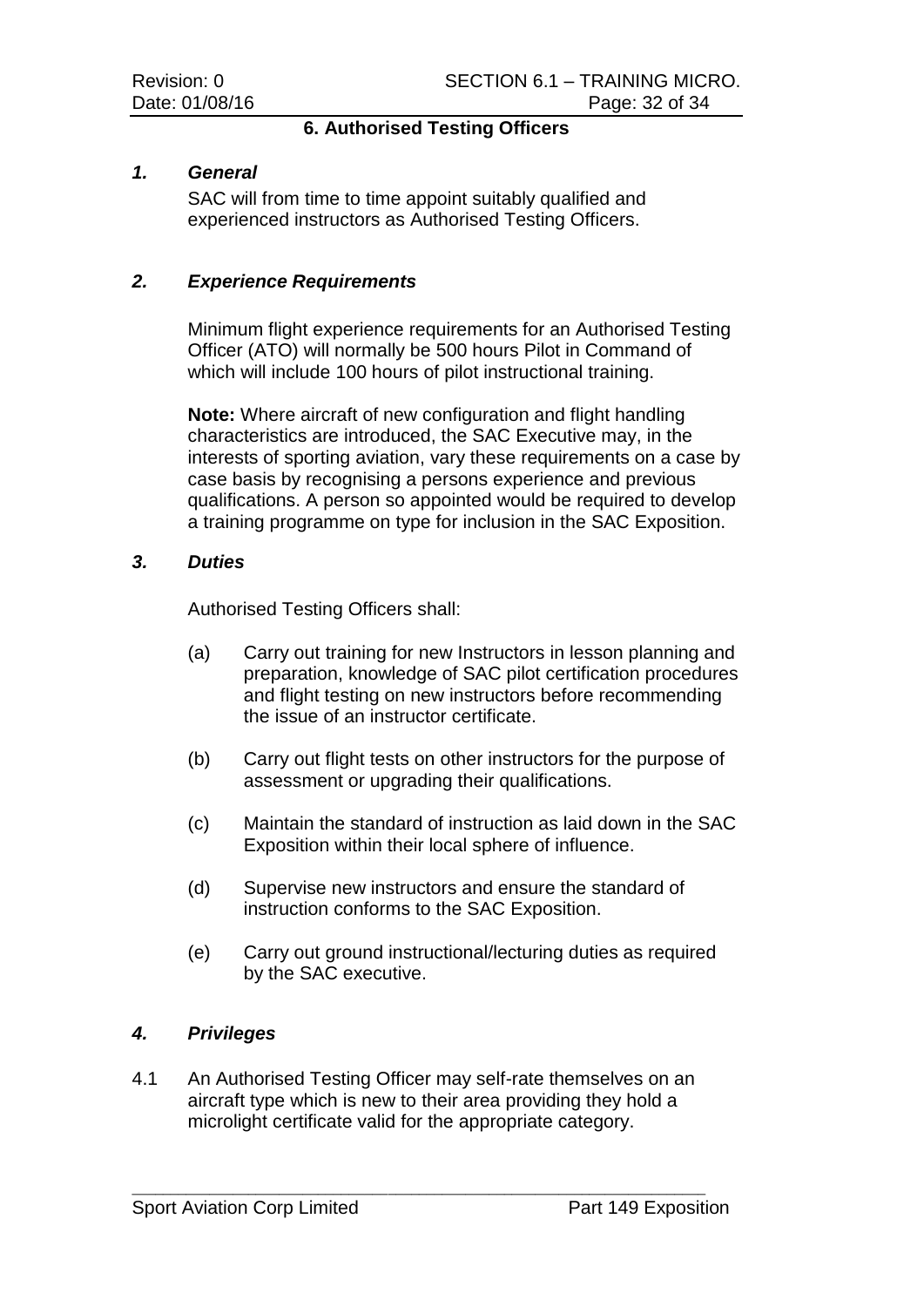## 6. Authorised Testing Officers

### *1. General*

SAC will from time to time appoint suitably qualified and experienced instructors as Authorised Testing Officers.

### *2. Experience Requirements*

Minimum flight experience requirements for an Authorised Testing Officer (ATO) will normally be 500 hours Pilot in Command of which will include 100 hours of pilot instructional training.

**Note:** Where aircraft of new configuration and flight handling characteristics are introduced, the SAC Executive may, in the interests of sporting aviation, vary these requirements on a case by case basis by recognising a persons experience and previous qualifications. A person so appointed would be required to develop a training programme on type for inclusion in the SAC Exposition.

### *3. Duties*

Authorised Testing Officers shall:

(a) Carry out training for new Instructors in lesson planning and preparation, knowledge of SAC pilot certification procedures and flight testing on new instructors before recommending the issue of an instructor certificate.

(b) Carry out flight tests on other instructors for the purpose of assessment or upgrading their qualifications.

(c) Maintain the standard of instruction as laid down in the SAC Exposition within their local sphere of influence.

(d) Supervise new instructors and ensure the standard of instruction conforms to the SAC Exposition.

(e) Carry out ground instructional/lecturing duties as required by the SAC executive.

### *4. Privileges*

4.1 An Authorised Testing Officer may self-rate themselves on an aircraft type which is new to their area providing they hold a microlight certificate valid for the appropriate category.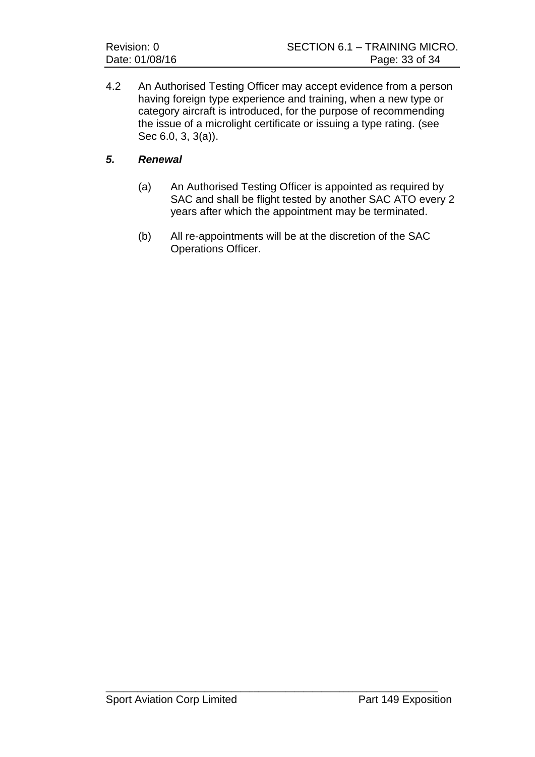4.2 An Authorised Testing Officer may accept evidence from a person having foreign type experience and training, when a new type or category aircraft is introduced, for the purpose of recommending the issue of a microlight certificate or issuing a type rating. (see Sec 6.0, 3, 3(a)).

### ***5. Renewal***

(a) An Authorised Testing Officer is appointed as required by SAC and shall be flight tested by another SAC ATO every 2 years after which the appointment may be terminated.

(b) All re-appointments will be at the discretion of the SAC Operations Officer.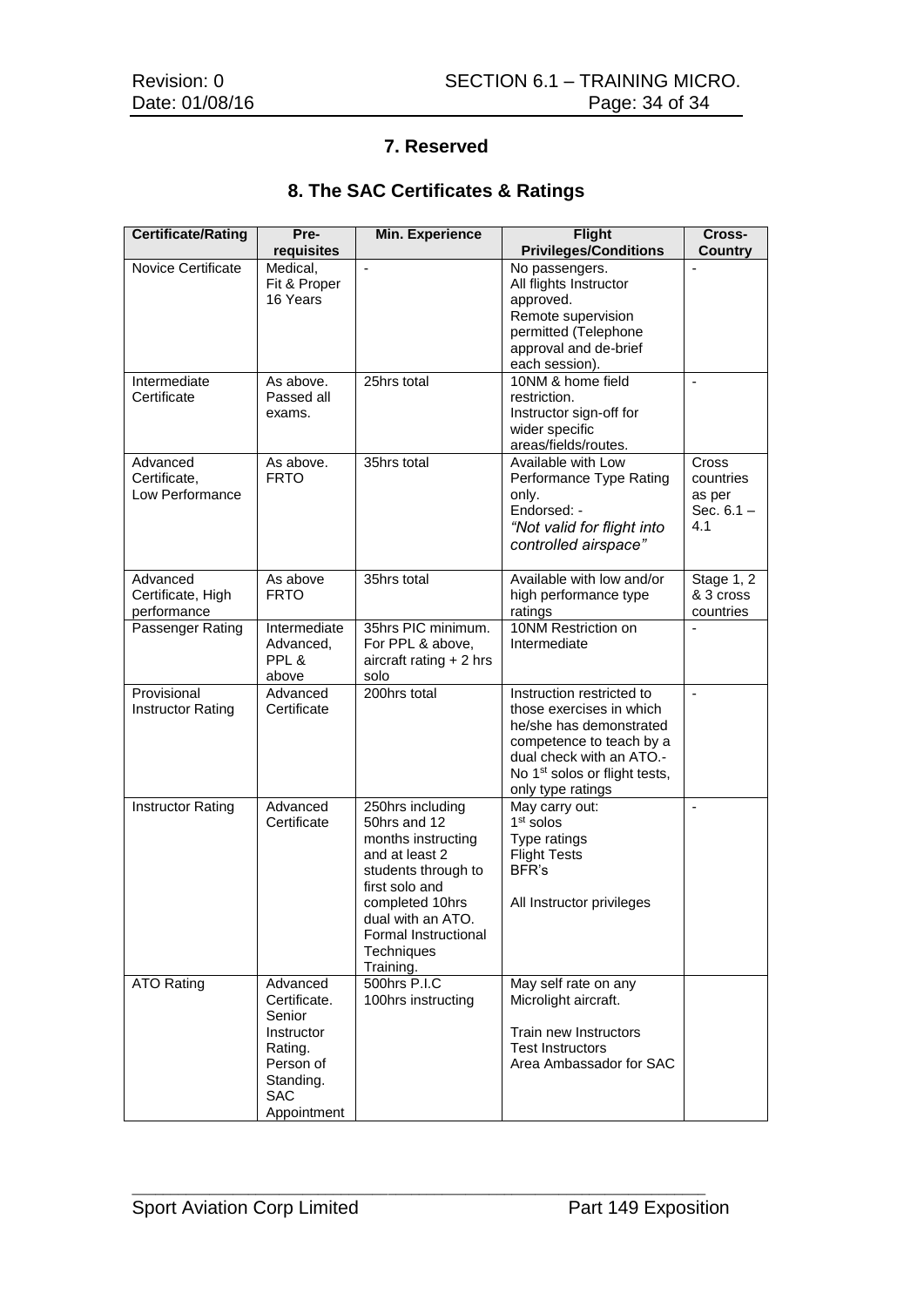## 7. Reserved

## 8. The SAC Certificates & Ratings

| Certificate/Rating | Pre-requisites | Min. Experience | Flight Privileges/Conditions | Cross-Country |
|---|---|---|---|---|
| Novice Certificate | Medical, Fit & Proper 16 Years | - | No passengers. All flights Instructor approved. Remote supervision permitted (Telephone approval and de-brief each session). | - |
| Intermediate Certificate | As above. Passed all exams. | 25hrs total | 10NM & home field restriction. Instructor sign-off for wider specific areas/fields/routes. | - |
| Advanced Certificate, Low Performance | As above. FRTO | 35hrs total | Available with Low Performance Type Rating only. Endorsed: - *"Not valid for flight into controlled airspace"* | Cross countries as per Sec. 6.1 – 4.1 |
| Advanced Certificate, High performance | As above FRTO | 35hrs total | Available with low and/or high performance type ratings | Stage 1, 2 & 3 cross countries |
| Passenger Rating | Intermediate Advanced, PPL & above | 35hrs PIC minimum. For PPL & above, aircraft rating + 2 hrs solo | 10NM Restriction on Intermediate | - |
| Provisional Instructor Rating | Advanced Certificate | 200hrs total | Instruction restricted to those exercises in which he/she has demonstrated competence to teach by a dual check with an ATO.- No 1st solos or flight tests, only type ratings | - |
| Instructor Rating | Advanced Certificate | 250hrs including 50hrs and 12 months instructing and at least 2 students through to first solo and completed 10hrs dual with an ATO. Formal Instructional Techniques Training. | May carry out: 1st solos Type ratings Flight Tests BFR's All Instructor privileges | - |
| ATO Rating | Advanced Certificate. Senior Instructor Rating. Person of Standing. SAC Appointment | 500hrs P.I.C 100hrs instructing | May self rate on any Microlight aircraft. Train new Instructors Test Instructors Area Ambassador for SAC | |